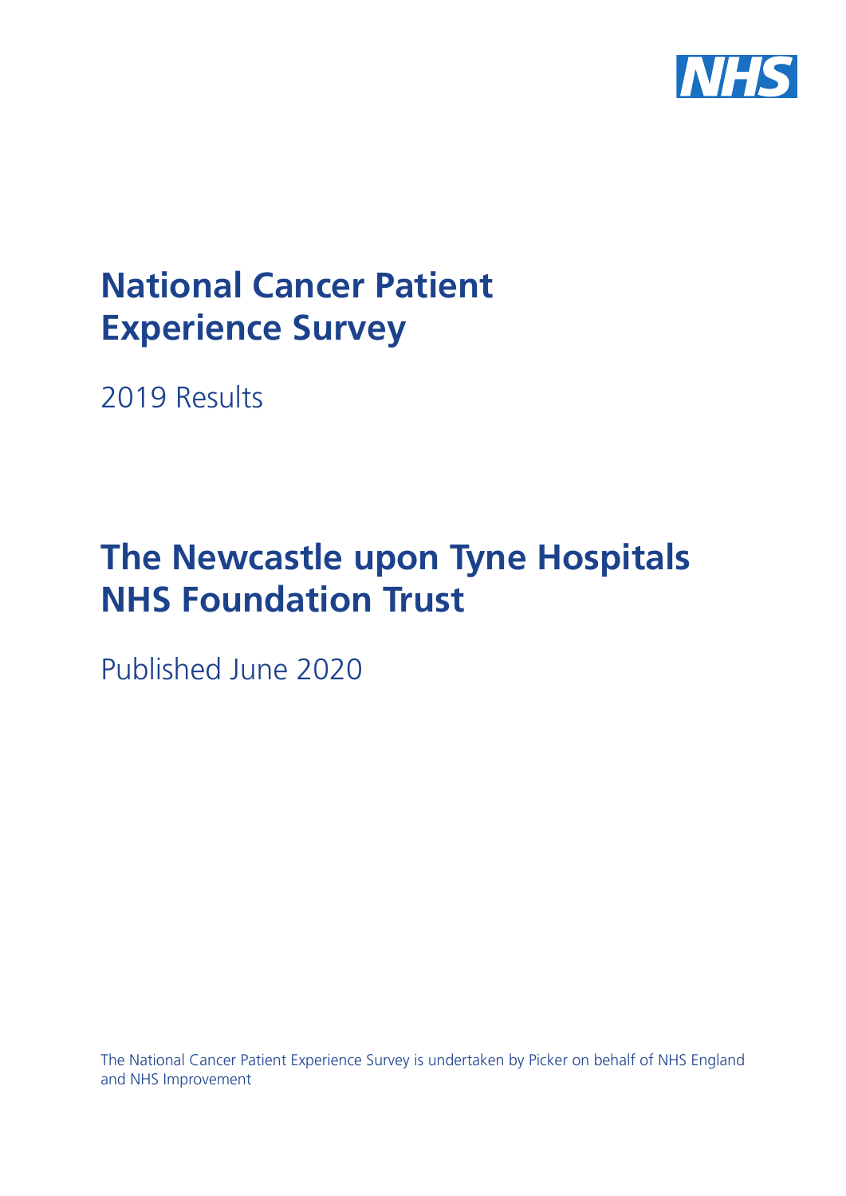NHS

# National Cancer Patient Experience Survey

2019 Results

# The Newcastle upon Tyne Hospitals NHS Foundation Trust

Published June 2020

The National Cancer Patient Experience Survey is undertaken by Picker on behalf of NHS England and NHS Improvement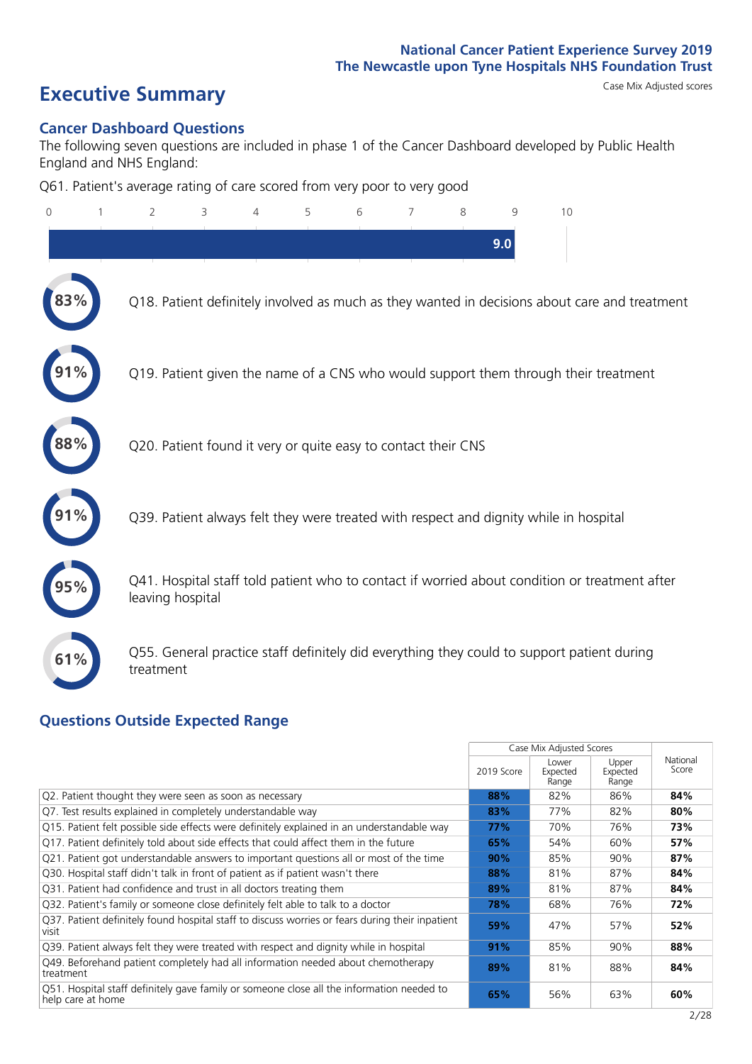National Cancer Patient Experience Survey 2019
The Newcastle upon Tyne Hospitals NHS Foundation Trust

# Executive Summary

Case Mix Adjusted scores

## Cancer Dashboard Questions

The following seven questions are included in phase 1 of the Cancer Dashboard developed by Public Health England and NHS England:

Q61. Patient's average rating of care scored from very poor to very good

9.0

- 83% Q18. Patient definitely involved as much as they wanted in decisions about care and treatment
- 91% Q19. Patient given the name of a CNS who would support them through their treatment
- 88% Q20. Patient found it very or quite easy to contact their CNS
- 91% Q39. Patient always felt they were treated with respect and dignity while in hospital
- 95% Q41. Hospital staff told patient who to contact if worried about condition or treatment after leaving hospital
- 61% Q55. General practice staff definitely did everything they could to support patient during treatment

## Questions Outside Expected Range

| | Case Mix Adjusted Scores | | | National Score |
|---|---|---|---|---|
| | 2019 Score | Lower Expected Range | Upper Expected Range | |
| Q2. Patient thought they were seen as soon as necessary | **88%** | 82% | 86% | **84%** |
| Q7. Test results explained in completely understandable way | **83%** | 77% | 82% | **80%** |
| Q15. Patient felt possible side effects were definitely explained in an understandable way | **77%** | 70% | 76% | **73%** |
| Q17. Patient definitely told about side effects that could affect them in the future | **65%** | 54% | 60% | **57%** |
| Q21. Patient got understandable answers to important questions all or most of the time | **90%** | 85% | 90% | **87%** |
| Q30. Hospital staff didn't talk in front of patient as if patient wasn't there | **88%** | 81% | 87% | **84%** |
| Q31. Patient had confidence and trust in all doctors treating them | **89%** | 81% | 87% | **84%** |
| Q32. Patient's family or someone close definitely felt able to talk to a doctor | **78%** | 68% | 76% | **72%** |
| Q37. Patient definitely found hospital staff to discuss worries or fears during their inpatient visit | **59%** | 47% | 57% | **52%** |
| Q39. Patient always felt they were treated with respect and dignity while in hospital | **91%** | 85% | 90% | **88%** |
| Q49. Beforehand patient completely had all information needed about chemotherapy treatment | **89%** | 81% | 88% | **84%** |
| Q51. Hospital staff definitely gave family or someone close all the information needed to help care at home | **65%** | 56% | 63% | **60%** |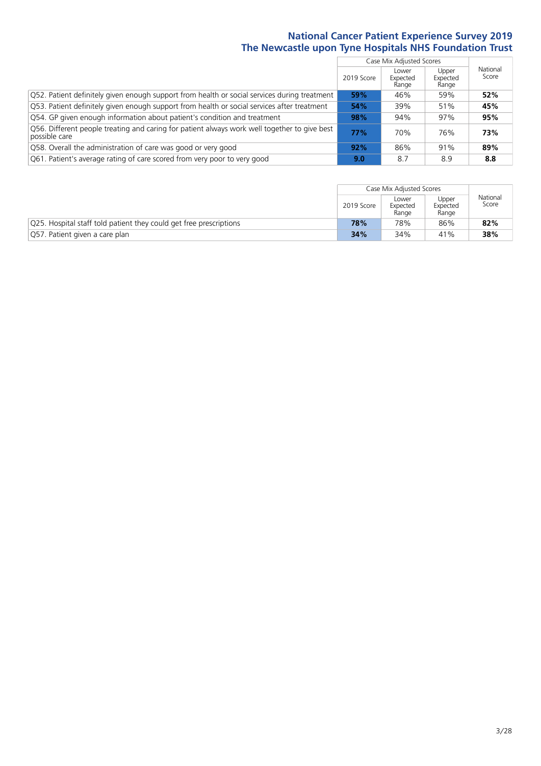## National Cancer Patient Experience Survey 2019
## The Newcastle upon Tyne Hospitals NHS Foundation Trust

| | Case Mix Adjusted Scores | | | National Score |
|---|---|---|---|---|
| | 2019 Score | Lower Expected Range | Upper Expected Range | |
| Q52. Patient definitely given enough support from health or social services during treatment | **59%** | 46% | 59% | **52%** |
| Q53. Patient definitely given enough support from health or social services after treatment | **54%** | 39% | 51% | **45%** |
| Q54. GP given enough information about patient's condition and treatment | **98%** | 94% | 97% | **95%** |
| Q56. Different people treating and caring for patient always work well together to give best possible care | **77%** | 70% | 76% | **73%** |
| Q58. Overall the administration of care was good or very good | **92%** | 86% | 91% | **89%** |
| Q61. Patient's average rating of care scored from very poor to very good | **9.0** | 8.7 | 8.9 | **8.8** |

| | Case Mix Adjusted Scores | | | National Score |
|---|---|---|---|---|
| | 2019 Score | Lower Expected Range | Upper Expected Range | |
| Q25. Hospital staff told patient they could get free prescriptions | **78%** | 78% | 86% | **82%** |
| Q57. Patient given a care plan | **34%** | 34% | 41% | **38%** |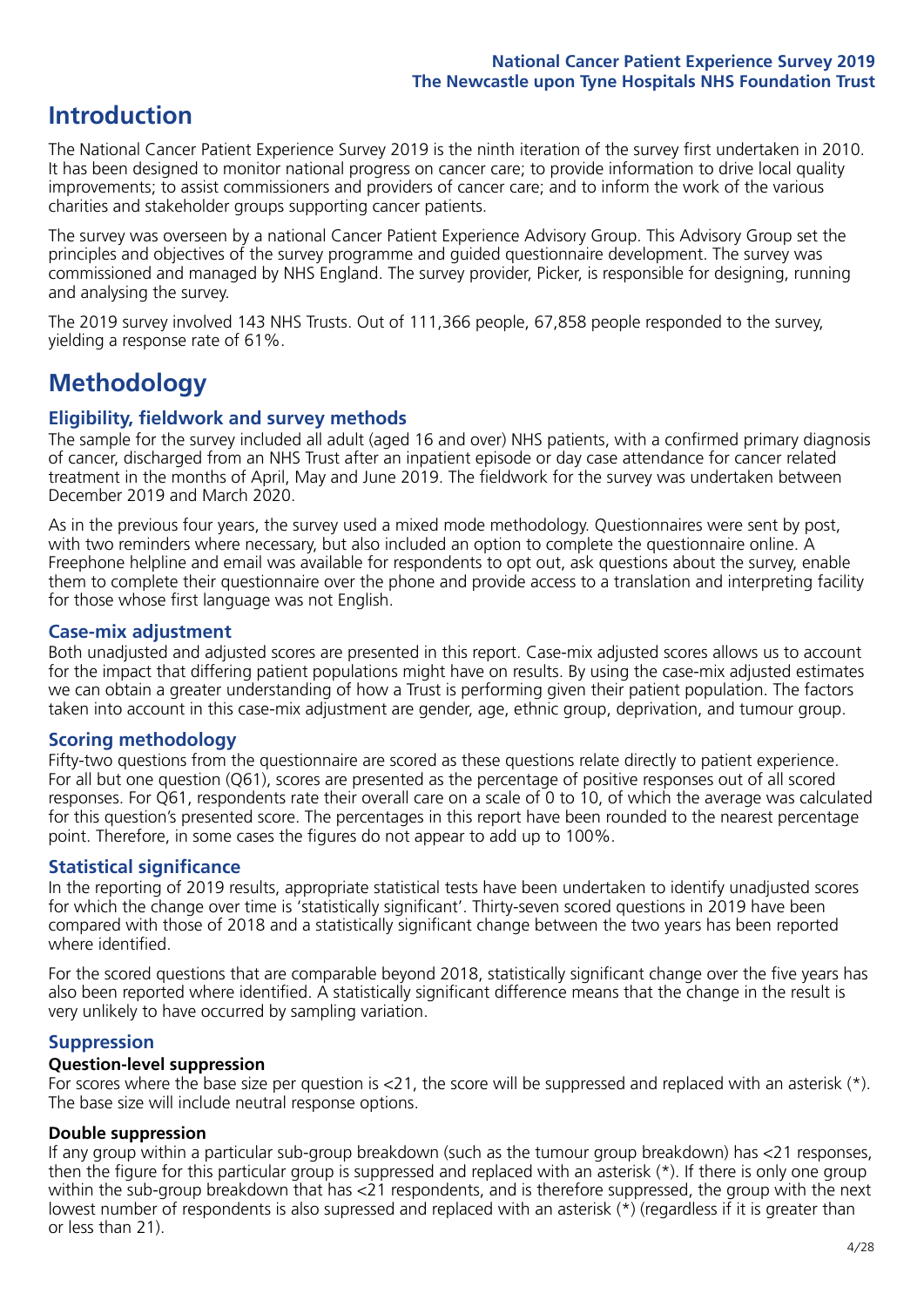## Introduction

The National Cancer Patient Experience Survey 2019 is the ninth iteration of the survey first undertaken in 2010. It has been designed to monitor national progress on cancer care; to provide information to drive local quality improvements; to assist commissioners and providers of cancer care; and to inform the work of the various charities and stakeholder groups supporting cancer patients.

The survey was overseen by a national Cancer Patient Experience Advisory Group. This Advisory Group set the principles and objectives of the survey programme and guided questionnaire development. The survey was commissioned and managed by NHS England. The survey provider, Picker, is responsible for designing, running and analysing the survey.

The 2019 survey involved 143 NHS Trusts. Out of 111,366 people, 67,858 people responded to the survey, yielding a response rate of 61%.

## Methodology

### Eligibility, fieldwork and survey methods

The sample for the survey included all adult (aged 16 and over) NHS patients, with a confirmed primary diagnosis of cancer, discharged from an NHS Trust after an inpatient episode or day case attendance for cancer related treatment in the months of April, May and June 2019. The fieldwork for the survey was undertaken between December 2019 and March 2020.

As in the previous four years, the survey used a mixed mode methodology. Questionnaires were sent by post, with two reminders where necessary, but also included an option to complete the questionnaire online. A Freephone helpline and email was available for respondents to opt out, ask questions about the survey, enable them to complete their questionnaire over the phone and provide access to a translation and interpreting facility for those whose first language was not English.

### Case-mix adjustment

Both unadjusted and adjusted scores are presented in this report. Case-mix adjusted scores allows us to account for the impact that differing patient populations might have on results. By using the case-mix adjusted estimates we can obtain a greater understanding of how a Trust is performing given their patient population. The factors taken into account in this case-mix adjustment are gender, age, ethnic group, deprivation, and tumour group.

### Scoring methodology

Fifty-two questions from the questionnaire are scored as these questions relate directly to patient experience. For all but one question (Q61), scores are presented as the percentage of positive responses out of all scored responses. For Q61, respondents rate their overall care on a scale of 0 to 10, of which the average was calculated for this question's presented score. The percentages in this report have been rounded to the nearest percentage point. Therefore, in some cases the figures do not appear to add up to 100%.

### Statistical significance

In the reporting of 2019 results, appropriate statistical tests have been undertaken to identify unadjusted scores for which the change over time is 'statistically significant'. Thirty-seven scored questions in 2019 have been compared with those of 2018 and a statistically significant change between the two years has been reported where identified.

For the scored questions that are comparable beyond 2018, statistically significant change over the five years has also been reported where identified. A statistically significant difference means that the change in the result is very unlikely to have occurred by sampling variation.

### Suppression

**Question-level suppression**

For scores where the base size per question is <21, the score will be suppressed and replaced with an asterisk (*). The base size will include neutral response options.

**Double suppression**

If any group within a particular sub-group breakdown (such as the tumour group breakdown) has <21 responses, then the figure for this particular group is suppressed and replaced with an asterisk (*). If there is only one group within the sub-group breakdown that has <21 respondents, and is therefore suppressed, the group with the next lowest number of respondents is also supressed and replaced with an asterisk (*) (regardless if it is greater than or less than 21).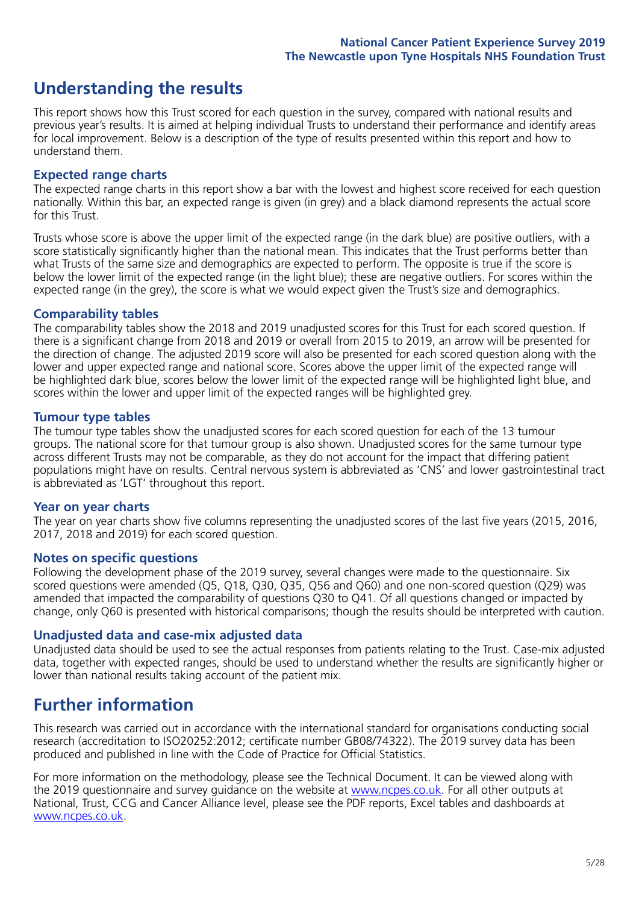# Understanding the results

This report shows how this Trust scored for each question in the survey, compared with national results and previous year's results. It is aimed at helping individual Trusts to understand their performance and identify areas for local improvement. Below is a description of the type of results presented within this report and how to understand them.

### Expected range charts

The expected range charts in this report show a bar with the lowest and highest score received for each question nationally. Within this bar, an expected range is given (in grey) and a black diamond represents the actual score for this Trust.

Trusts whose score is above the upper limit of the expected range (in the dark blue) are positive outliers, with a score statistically significantly higher than the national mean. This indicates that the Trust performs better than what Trusts of the same size and demographics are expected to perform. The opposite is true if the score is below the lower limit of the expected range (in the light blue); these are negative outliers. For scores within the expected range (in the grey), the score is what we would expect given the Trust's size and demographics.

### Comparability tables

The comparability tables show the 2018 and 2019 unadjusted scores for this Trust for each scored question. If there is a significant change from 2018 and 2019 or overall from 2015 to 2019, an arrow will be presented for the direction of change. The adjusted 2019 score will also be presented for each scored question along with the lower and upper expected range and national score. Scores above the upper limit of the expected range will be highlighted dark blue, scores below the lower limit of the expected range will be highlighted light blue, and scores within the lower and upper limit of the expected ranges will be highlighted grey.

### Tumour type tables

The tumour type tables show the unadjusted scores for each scored question for each of the 13 tumour groups. The national score for that tumour group is also shown. Unadjusted scores for the same tumour type across different Trusts may not be comparable, as they do not account for the impact that differing patient populations might have on results. Central nervous system is abbreviated as 'CNS' and lower gastrointestinal tract is abbreviated as 'LGT' throughout this report.

### Year on year charts

The year on year charts show five columns representing the unadjusted scores of the last five years (2015, 2016, 2017, 2018 and 2019) for each scored question.

### Notes on specific questions

Following the development phase of the 2019 survey, several changes were made to the questionnaire. Six scored questions were amended (Q5, Q18, Q30, Q35, Q56 and Q60) and one non-scored question (Q29) was amended that impacted the comparability of questions Q30 to Q41. Of all questions changed or impacted by change, only Q60 is presented with historical comparisons; though the results should be interpreted with caution.

### Unadjusted data and case-mix adjusted data

Unadjusted data should be used to see the actual responses from patients relating to the Trust. Case-mix adjusted data, together with expected ranges, should be used to understand whether the results are significantly higher or lower than national results taking account of the patient mix.

# Further information

This research was carried out in accordance with the international standard for organisations conducting social research (accreditation to ISO20252:2012; certificate number GB08/74322). The 2019 survey data has been produced and published in line with the Code of Practice for Official Statistics.

For more information on the methodology, please see the Technical Document. It can be viewed along with the 2019 questionnaire and survey guidance on the website at www.ncpes.co.uk. For all other outputs at National, Trust, CCG and Cancer Alliance level, please see the PDF reports, Excel tables and dashboards at www.ncpes.co.uk.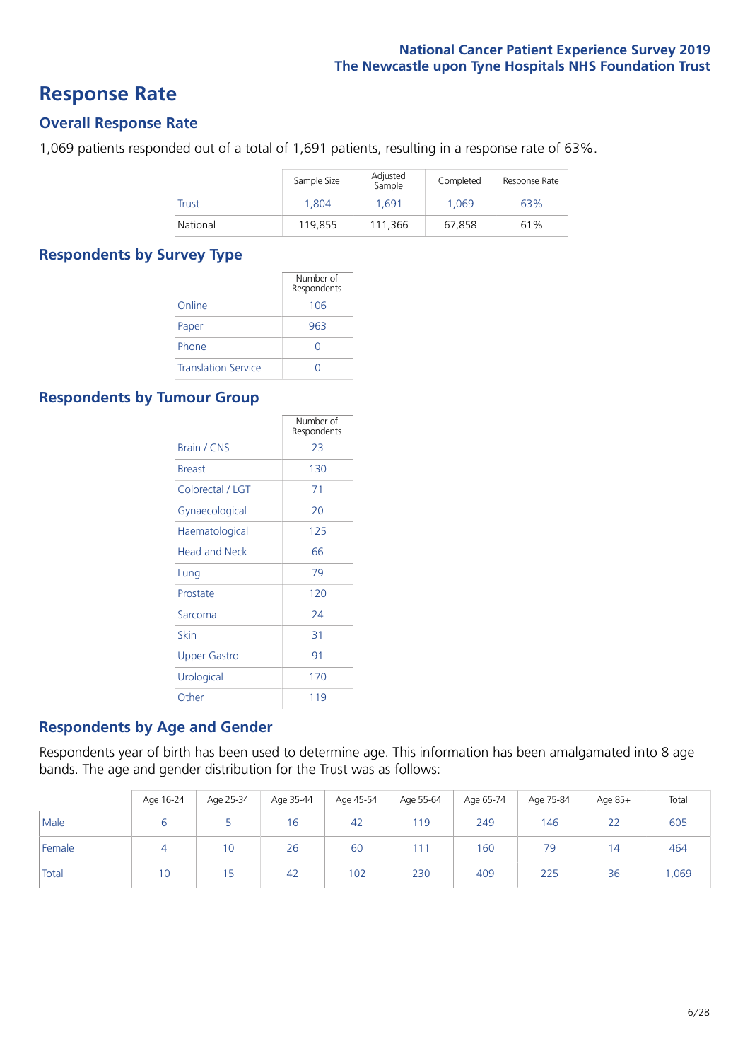# Response Rate

## Overall Response Rate

1,069 patients responded out of a total of 1,691 patients, resulting in a response rate of 63%.

| | Sample Size | Adjusted Sample | Completed | Response Rate |
|---|---|---|---|---|
| Trust | 1,804 | 1,691 | 1,069 | 63% |
| National | 119,855 | 111,366 | 67,858 | 61% |

## Respondents by Survey Type

| | Number of Respondents |
|---|---|
| Online | 106 |
| Paper | 963 |
| Phone | 0 |
| Translation Service | 0 |

## Respondents by Tumour Group

| | Number of Respondents |
|---|---|
| Brain / CNS | 23 |
| Breast | 130 |
| Colorectal / LGT | 71 |
| Gynaecological | 20 |
| Haematological | 125 |
| Head and Neck | 66 |
| Lung | 79 |
| Prostate | 120 |
| Sarcoma | 24 |
| Skin | 31 |
| Upper Gastro | 91 |
| Urological | 170 |
| Other | 119 |

## Respondents by Age and Gender

Respondents year of birth has been used to determine age. This information has been amalgamated into 8 age bands. The age and gender distribution for the Trust was as follows:

| | Age 16-24 | Age 25-34 | Age 35-44 | Age 45-54 | Age 55-64 | Age 65-74 | Age 75-84 | Age 85+ | Total |
|---|---|---|---|---|---|---|---|---|---|
| Male | 6 | 5 | 16 | 42 | 119 | 249 | 146 | 22 | 605 |
| Female | 4 | 10 | 26 | 60 | 111 | 160 | 79 | 14 | 464 |
| Total | 10 | 15 | 42 | 102 | 230 | 409 | 225 | 36 | 1,069 |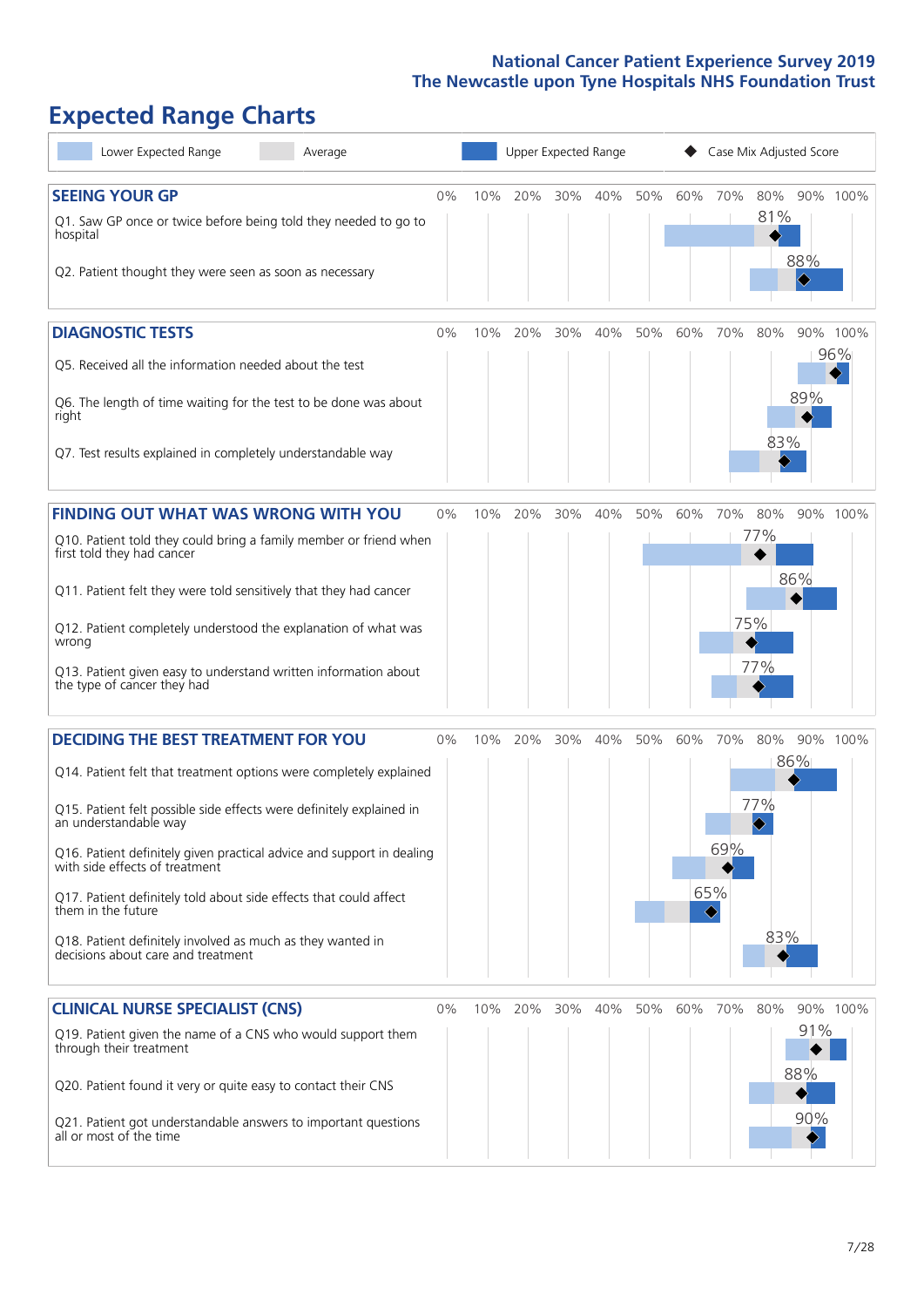# Expected Range Charts

Lower Expected Range | Average | Upper Expected Range | Case Mix Adjusted Score

## SEEING YOUR GP

| Question | Case Mix Adjusted Score |
|---|---|
| Q1. Saw GP once or twice before being told they needed to go to hospital | 81% |
| Q2. Patient thought they were seen as soon as necessary | 88% |

## DIAGNOSTIC TESTS

| Question | Case Mix Adjusted Score |
|---|---|
| Q5. Received all the information needed about the test | 96% |
| Q6. The length of time waiting for the test to be done was about right | 89% |
| Q7. Test results explained in completely understandable way | 83% |

## FINDING OUT WHAT WAS WRONG WITH YOU

| Question | Case Mix Adjusted Score |
|---|---|
| Q10. Patient told they could bring a family member or friend when first told they had cancer | 77% |
| Q11. Patient felt they were told sensitively that they had cancer | 86% |
| Q12. Patient completely understood the explanation of what was wrong | 75% |
| Q13. Patient given easy to understand written information about the type of cancer they had | 77% |

## DECIDING THE BEST TREATMENT FOR YOU

| Question | Case Mix Adjusted Score |
|---|---|
| Q14. Patient felt that treatment options were completely explained | 86% |
| Q15. Patient felt possible side effects were definitely explained in an understandable way | 77% |
| Q16. Patient definitely given practical advice and support in dealing with side effects of treatment | 69% |
| Q17. Patient definitely told about side effects that could affect them in the future | 65% |
| Q18. Patient definitely involved as much as they wanted in decisions about care and treatment | 83% |

## CLINICAL NURSE SPECIALIST (CNS)

| Question | Case Mix Adjusted Score |
|---|---|
| Q19. Patient given the name of a CNS who would support them through their treatment | 91% |
| Q20. Patient found it very or quite easy to contact their CNS | 88% |
| Q21. Patient got understandable answers to important questions all or most of the time | 90% |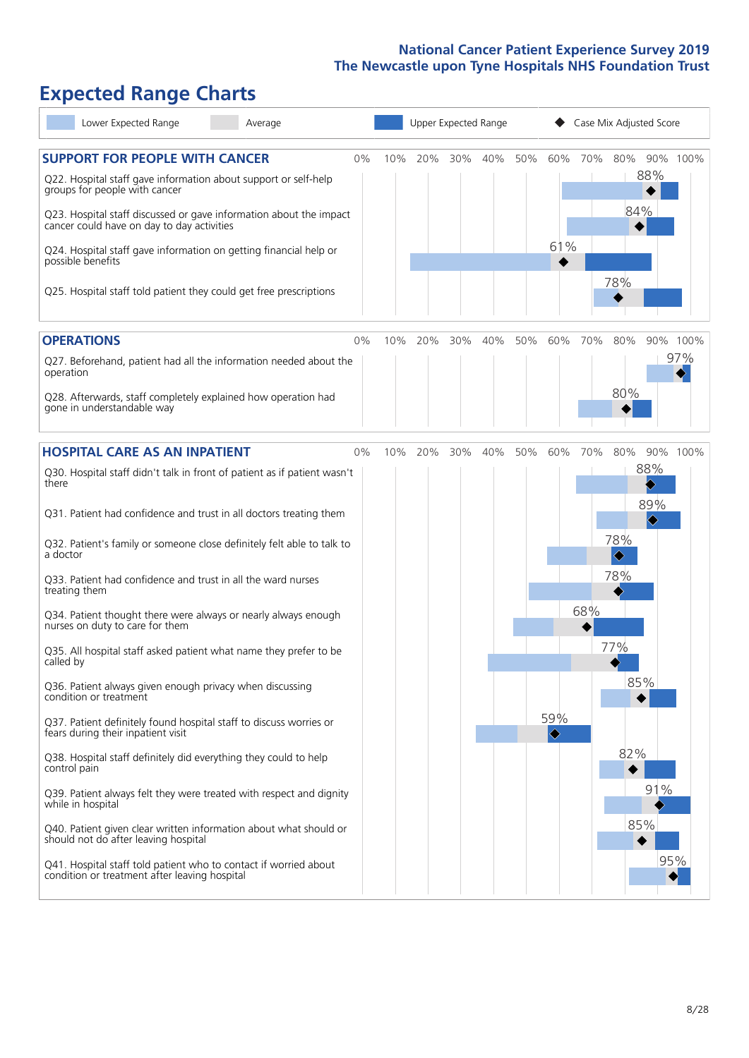# National Cancer Patient Experience Survey 2019
## The Newcastle upon Tyne Hospitals NHS Foundation Trust

# Expected Range Charts

Lower Expected Range | Average | Upper Expected Range | ◆ Case Mix Adjusted Score

## SUPPORT FOR PEOPLE WITH CANCER

| Question | Case Mix Adjusted Score |
|---|---|
| Q22. Hospital staff gave information about support or self-help groups for people with cancer | 88% |
| Q23. Hospital staff discussed or gave information about the impact cancer could have on day to day activities | 84% |
| Q24. Hospital staff gave information on getting financial help or possible benefits | 61% |
| Q25. Hospital staff told patient they could get free prescriptions | 78% |

## OPERATIONS

| Question | Case Mix Adjusted Score |
|---|---|
| Q27. Beforehand, patient had all the information needed about the operation | 97% |
| Q28. Afterwards, staff completely explained how operation had gone in understandable way | 80% |

## HOSPITAL CARE AS AN INPATIENT

| Question | Case Mix Adjusted Score |
|---|---|
| Q30. Hospital staff didn't talk in front of patient as if patient wasn't there | 88% |
| Q31. Patient had confidence and trust in all doctors treating them | 89% |
| Q32. Patient's family or someone close definitely felt able to talk to a doctor | 78% |
| Q33. Patient had confidence and trust in all the ward nurses treating them | 78% |
| Q34. Patient thought there were always or nearly always enough nurses on duty to care for them | 68% |
| Q35. All hospital staff asked patient what name they prefer to be called by | 77% |
| Q36. Patient always given enough privacy when discussing condition or treatment | 85% |
| Q37. Patient definitely found hospital staff to discuss worries or fears during their inpatient visit | 59% |
| Q38. Hospital staff definitely did everything they could to help control pain | 82% |
| Q39. Patient always felt they were treated with respect and dignity while in hospital | 91% |
| Q40. Patient given clear written information about what should or should not do after leaving hospital | 85% |
| Q41. Hospital staff told patient who to contact if worried about condition or treatment after leaving hospital | 95% |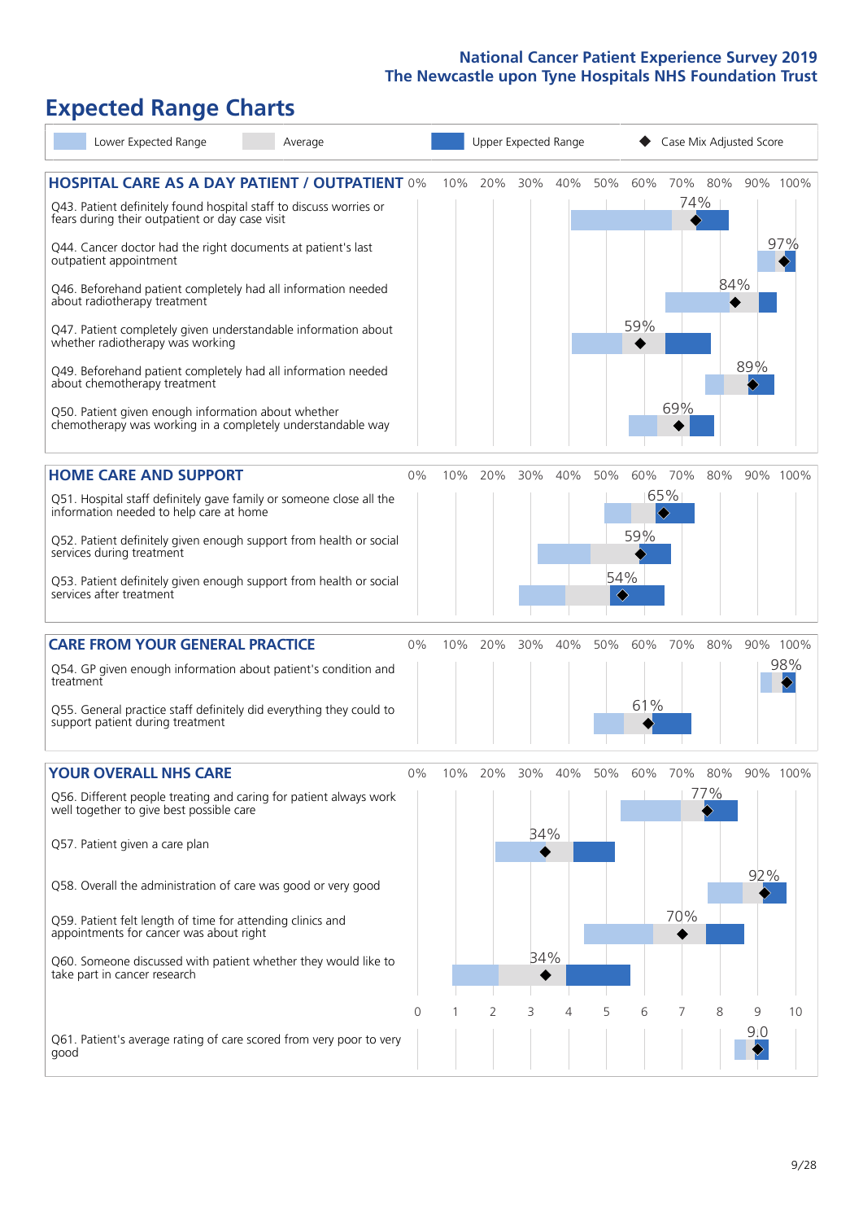National Cancer Patient Experience Survey 2019
The Newcastle upon Tyne Hospitals NHS Foundation Trust

# Expected Range Charts

Lower Expected Range | Average | Upper Expected Range | Case Mix Adjusted Score

## HOSPITAL CARE AS A DAY PATIENT / OUTPATIENT

| Question | Case Mix Adjusted Score |
|---|---|
| Q43. Patient definitely found hospital staff to discuss worries or fears during their outpatient or day case visit | 74% |
| Q44. Cancer doctor had the right documents at patient's last outpatient appointment | 97% |
| Q46. Beforehand patient completely had all information needed about radiotherapy treatment | 84% |
| Q47. Patient completely given understandable information about whether radiotherapy treatment was working | 59% |
| Q49. Beforehand patient completely had all information needed about chemotherapy treatment | 89% |
| Q50. Patient given enough information about whether chemotherapy treatment was working in a completely understandable way | 69% |

## HOME CARE AND SUPPORT

| Question | Case Mix Adjusted Score |
|---|---|
| Q51. Hospital staff definitely gave family or someone close all the information needed to help care at home | 65% |
| Q52. Patient definitely given enough support from health or social services during treatment | 59% |
| Q53. Patient definitely given enough support from health or social services after treatment | 54% |

## CARE FROM YOUR GENERAL PRACTICE

| Question | Case Mix Adjusted Score |
|---|---|
| Q54. GP given enough information about patient's condition and treatment | 98% |
| Q55. General practice staff definitely did everything they could to support patient during treatment | 61% |

## YOUR OVERALL NHS CARE

| Question | Case Mix Adjusted Score |
|---|---|
| Q56. Different people treating and caring for patient always work well together to give best possible care | 77% |
| Q57. Patient given a care plan | 34% |
| Q58. Overall the administration of care was good or very good | 92% |
| Q59. Patient felt length of time for attending clinics and appointments for cancer was about right | 70% |
| Q60. Someone discussed with patient whether they would like to take part in cancer research | 34% |
| Q61. Patient's average rating of care scored from very poor to very good | 9.0 |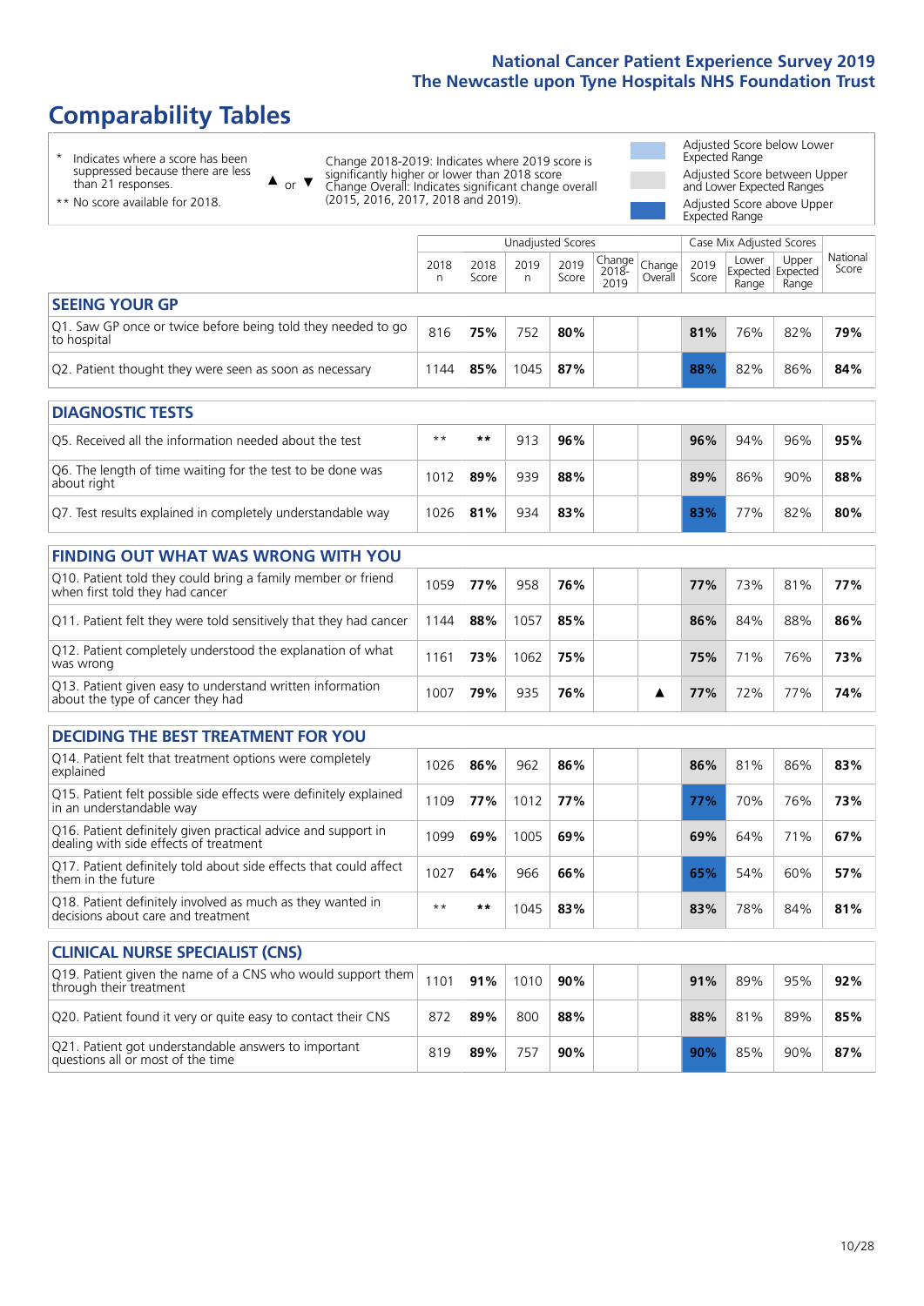# Comparability Tables

\* Indicates where a score has been suppressed because there are less than 21 responses.

\*\* No score available for 2018.

▲ or ▼ Change 2018-2019: Indicates where 2019 score is significantly higher or lower than 2018 score. Change Overall: Indicates significant change overall (2015, 2016, 2017, 2018 and 2019).

Adjusted Score below Lower Expected Range

Adjusted Score between Upper and Lower Expected Ranges

Adjusted Score above Upper Expected Range

| | Unadjusted Scores | | | | | | Case Mix Adjusted Scores | | | |
|---|---|---|---|---|---|---|---|---|---|---|
| | 2018 n | 2018 Score | 2019 n | 2019 Score | Change 2018-2019 | Change Overall | 2019 Score | Lower Expected Range | Upper Expected Range | National Score |
| **SEEING YOUR GP** | | | | | | | | | | |
| Q1. Saw GP once or twice before being told they needed to go to hospital | 816 | **75%** | 752 | **80%** | | | **81%** | 76% | 82% | **79%** |
| Q2. Patient thought they were seen as soon as necessary | 1144 | **85%** | 1045 | **87%** | | | **88%** | 82% | 86% | **84%** |
| **DIAGNOSTIC TESTS** | | | | | | | | | | |
| Q5. Received all the information needed about the test | ** | ** | 913 | **96%** | | | **96%** | 94% | 96% | **95%** |
| Q6. The length of time waiting for the test to be done was about right | 1012 | **89%** | 939 | **88%** | | | **89%** | 86% | 90% | **88%** |
| Q7. Test results explained in completely understandable way | 1026 | **81%** | 934 | **83%** | | | **83%** | 77% | 82% | **80%** |
| **FINDING OUT WHAT WAS WRONG WITH YOU** | | | | | | | | | | |
| Q10. Patient told they could bring a family member or friend when first told they had cancer | 1059 | **77%** | 958 | **76%** | | | **77%** | 73% | 81% | **77%** |
| Q11. Patient felt they were told sensitively that they had cancer | 1144 | **88%** | 1057 | **85%** | | | **86%** | 84% | 88% | **86%** |
| Q12. Patient completely understood the explanation of what was wrong | 1161 | **73%** | 1062 | **75%** | | | **75%** | 71% | 76% | **73%** |
| Q13. Patient given easy to understand written information about the type of cancer they had | 1007 | **79%** | 935 | **76%** | | ▲ | **77%** | 72% | 77% | **74%** |
| **DECIDING THE BEST TREATMENT FOR YOU** | | | | | | | | | | |
| Q14. Patient felt that treatment options were completely explained | 1026 | **86%** | 962 | **86%** | | | **86%** | 81% | 86% | **83%** |
| Q15. Patient felt possible side effects were definitely explained in an understandable way | 1109 | **77%** | 1012 | **77%** | | | **77%** | 70% | 76% | **73%** |
| Q16. Patient definitely given practical advice and support in dealing with side effects of treatment | 1099 | **69%** | 1005 | **69%** | | | **69%** | 64% | 71% | **67%** |
| Q17. Patient definitely told about side effects that could affect them in the future | 1027 | **64%** | 966 | **66%** | | | **65%** | 54% | 60% | **57%** |
| Q18. Patient definitely involved as much as they wanted in decisions about care and treatment | ** | ** | 1045 | **83%** | | | **83%** | 78% | 84% | **81%** |
| **CLINICAL NURSE SPECIALIST (CNS)** | | | | | | | | | | |
| Q19. Patient given the name of a CNS who would support them through their treatment | 1101 | **91%** | 1010 | **90%** | | | **91%** | 89% | 95% | **92%** |
| Q20. Patient found it very or quite easy to contact their CNS | 872 | **89%** | 800 | **88%** | | | **88%** | 81% | 89% | **85%** |
| Q21. Patient got understandable answers to important questions all or most of the time | 819 | **89%** | 757 | **90%** | | | **90%** | 85% | 90% | **87%** |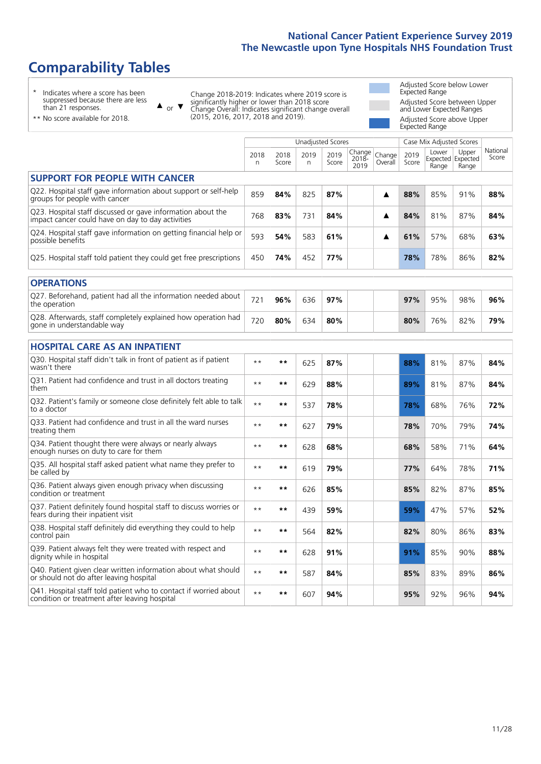# Comparability Tables

- \* Indicates where a score has been suppressed because there are less than 21 responses.
- \*\* No score available for 2018.

▲ or ▼ Change 2018-2019: Indicates where 2019 score is significantly higher or lower than 2018 score. Change Overall: Indicates significant change overall (2015, 2016, 2017, 2018 and 2019).

- Adjusted Score below Lower Expected Range
- Adjusted Score between Upper and Lower Expected Ranges
- Adjusted Score above Upper Expected Range

| | Unadjusted Scores | | | | | | Case Mix Adjusted Scores | | | National Score |
|---|---|---|---|---|---|---|---|---|---|---|
| | 2018 n | 2018 Score | 2019 n | 2019 Score | Change 2018-2019 | Change Overall | 2019 Score | Lower Expected Range | Upper Expected Range | National Score |
| **SUPPORT FOR PEOPLE WITH CANCER** | | | | | | | | | | |
| Q22. Hospital staff gave information about support or self-help groups for people with cancer | 859 | **84%** | 825 | **87%** | | ▲ | **88%** | 85% | 91% | **88%** |
| Q23. Hospital staff discussed or gave information about the impact cancer could have on day to day activities | 768 | **83%** | 731 | **84%** | | ▲ | **84%** | 81% | 87% | **84%** |
| Q24. Hospital staff gave information on getting financial help or possible benefits | 593 | **54%** | 583 | **61%** | | ▲ | **61%** | 57% | 68% | **63%** |
| Q25. Hospital staff told patient they could get free prescriptions | 450 | **74%** | 452 | **77%** | | | **78%** | 78% | 86% | **82%** |
| **OPERATIONS** | | | | | | | | | | |
| Q27. Beforehand, patient had all the information needed about the operation | 721 | **96%** | 636 | **97%** | | | **97%** | 95% | 98% | **96%** |
| Q28. Afterwards, staff completely explained how operation had gone in understandable way | 720 | **80%** | 634 | **80%** | | | **80%** | 76% | 82% | **79%** |
| **HOSPITAL CARE AS AN INPATIENT** | | | | | | | | | | |
| Q30. Hospital staff didn't talk in front of patient as if patient wasn't there | ** | ** | 625 | **87%** | | | **88%** | 81% | 87% | **84%** |
| Q31. Patient had confidence and trust in all doctors treating them | ** | ** | 629 | **88%** | | | **89%** | 81% | 87% | **84%** |
| Q32. Patient's family or someone close definitely felt able to talk to a doctor | ** | ** | 537 | **78%** | | | **78%** | 68% | 76% | **72%** |
| Q33. Patient had confidence and trust in all the ward nurses treating them | ** | ** | 627 | **79%** | | | **78%** | 70% | 79% | **74%** |
| Q34. Patient thought there were always or nearly always enough nurses on duty to care for them | ** | ** | 628 | **68%** | | | **68%** | 58% | 71% | **64%** |
| Q35. All hospital staff asked patient what name they prefer to be called by | ** | ** | 619 | **79%** | | | **77%** | 64% | 78% | **71%** |
| Q36. Patient always given enough privacy when discussing condition or treatment | ** | ** | 626 | **85%** | | | **85%** | 82% | 87% | **85%** |
| Q37. Patient definitely found hospital staff to discuss worries or fears during their inpatient visit | ** | ** | 439 | **59%** | | | **59%** | 47% | 57% | **52%** |
| Q38. Hospital staff definitely did everything they could to help control pain | ** | ** | 564 | **82%** | | | **82%** | 80% | 86% | **83%** |
| Q39. Patient always felt they were treated with respect and dignity while in hospital | ** | ** | 628 | **91%** | | | **91%** | 85% | 90% | **88%** |
| Q40. Patient given clear written information about what should or should not do after leaving hospital | ** | ** | 587 | **84%** | | | **85%** | 83% | 89% | **86%** |
| Q41. Hospital staff told patient who to contact if worried about condition or treatment after leaving hospital | ** | ** | 607 | **94%** | | | **95%** | 92% | 96% | **94%** |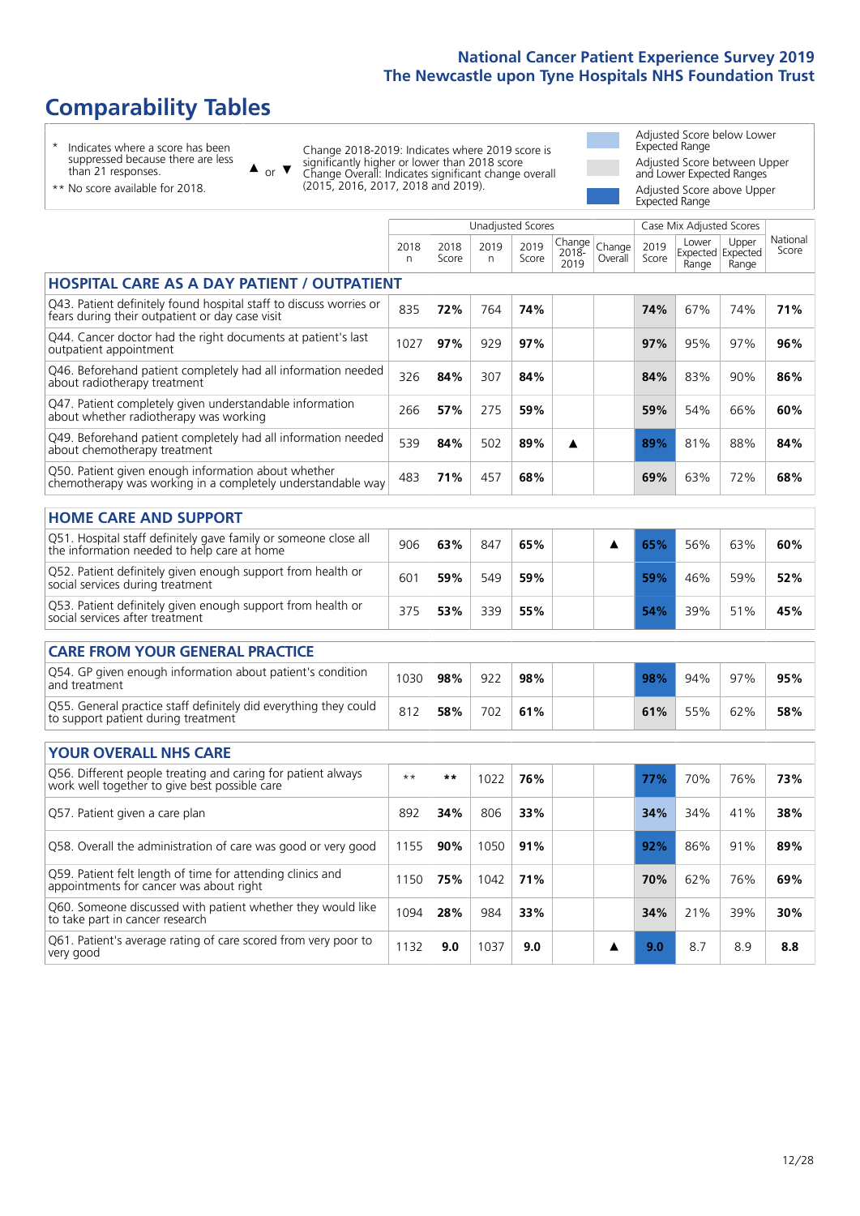## National Cancer Patient Experience Survey 2019
## The Newcastle upon Tyne Hospitals NHS Foundation Trust

# Comparability Tables

- \* Indicates where a score has been suppressed because there are less than 21 responses.
- \*\* No score available for 2018.

▲ or ▼ Change 2018-2019: Indicates where 2019 score is significantly higher or lower than 2018 score. Change Overall: Indicates significant change overall (2015, 2016, 2017, 2018 and 2019).

- Adjusted Score below Lower Expected Range
- Adjusted Score between Upper and Lower Expected Ranges
- Adjusted Score above Upper Expected Range

| | Unadjusted Scores | | | | | | Case Mix Adjusted Scores | | | |
|---|---|---|---|---|---|---|---|---|---|---|
| | 2018 n | 2018 Score | 2019 n | 2019 Score | Change 2018-2019 | Change Overall | 2019 Score | Lower Expected Range | Upper Expected Range | National Score |
| **HOSPITAL CARE AS A DAY PATIENT / OUTPATIENT** | | | | | | | | | | |
| Q43. Patient definitely found hospital staff to discuss worries or fears during their outpatient or day case visit | 835 | **72%** | 764 | **74%** | | | **74%** | 67% | 74% | **71%** |
| Q44. Cancer doctor had the right documents at patient's last outpatient appointment | 1027 | **97%** | 929 | **97%** | | | **97%** | 95% | 97% | **96%** |
| Q46. Beforehand patient completely had all information needed about radiotherapy treatment | 326 | **84%** | 307 | **84%** | | | **84%** | 83% | 90% | **86%** |
| Q47. Patient completely given understandable information about whether radiotherapy was working | 266 | **57%** | 275 | **59%** | | | **59%** | 54% | 66% | **60%** |
| Q49. Beforehand patient completely had all information needed about chemotherapy treatment | 539 | **84%** | 502 | **89%** | ▲ | | **89%** | 81% | 88% | **84%** |
| Q50. Patient given enough information about whether chemotherapy was working in a completely understandable way | 483 | **71%** | 457 | **68%** | | | **69%** | 63% | 72% | **68%** |
| **HOME CARE AND SUPPORT** | | | | | | | | | | |
| Q51. Hospital staff definitely gave family or someone close all the information needed to help care at home | 906 | **63%** | 847 | **65%** | | ▲ | **65%** | 56% | 63% | **60%** |
| Q52. Patient definitely given enough support from health or social services during treatment | 601 | **59%** | 549 | **59%** | | | **59%** | 46% | 59% | **52%** |
| Q53. Patient definitely given enough support from health or social services after treatment | 375 | **53%** | 339 | **55%** | | | **54%** | 39% | 51% | **45%** |
| **CARE FROM YOUR GENERAL PRACTICE** | | | | | | | | | | |
| Q54. GP given enough information about patient's condition and treatment | 1030 | **98%** | 922 | **98%** | | | **98%** | 94% | 97% | **95%** |
| Q55. General practice staff definitely did everything they could to support patient during treatment | 812 | **58%** | 702 | **61%** | | | **61%** | 55% | 62% | **58%** |
| **YOUR OVERALL NHS CARE** | | | | | | | | | | |
| Q56. Different people treating and caring for patient always work well together to give best possible care | \*\* | **\*\*** | 1022 | **76%** | | | **77%** | 70% | 76% | **73%** |
| Q57. Patient given a care plan | 892 | **34%** | 806 | **33%** | | | **34%** | 34% | 41% | **38%** |
| Q58. Overall the administration of care was good or very good | 1155 | **90%** | 1050 | **91%** | | | **92%** | 86% | 91% | **89%** |
| Q59. Patient felt length of time for attending clinics and appointments for cancer was about right | 1150 | **75%** | 1042 | **71%** | | | **70%** | 62% | 76% | **69%** |
| Q60. Someone discussed with patient whether they would like to take part in cancer research | 1094 | **28%** | 984 | **33%** | | | **34%** | 21% | 39% | **30%** |
| Q61. Patient's average rating of care scored from very poor to very good | 1132 | **9.0** | 1037 | **9.0** | | ▲ | **9.0** | 8.7 | 8.9 | **8.8** |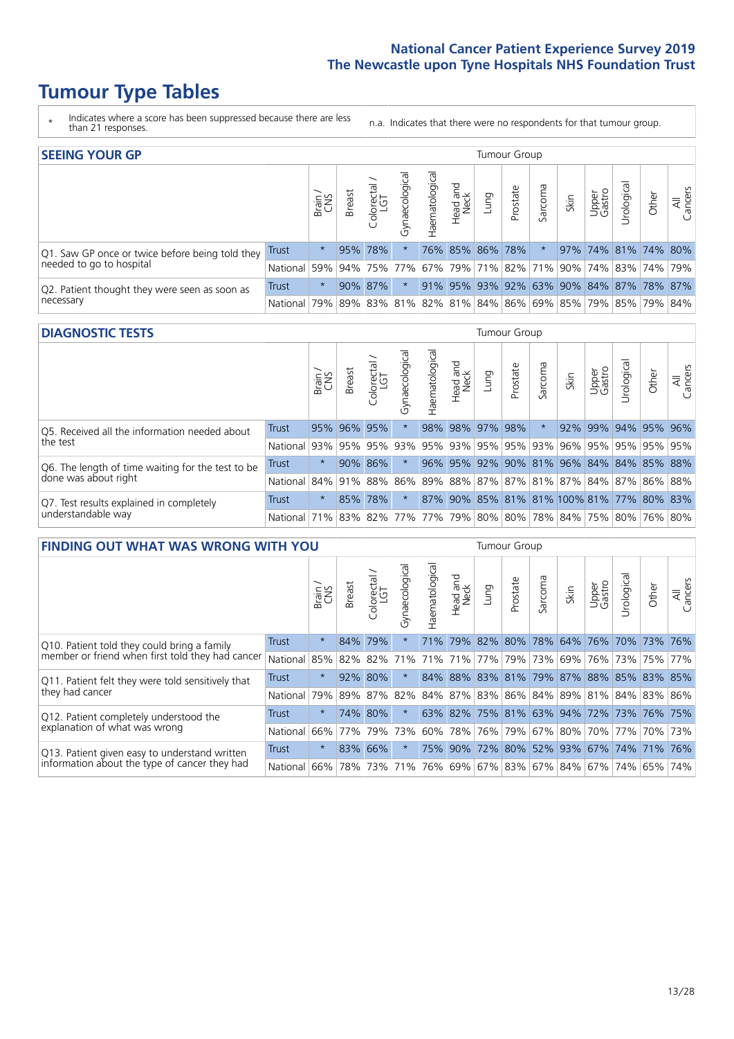# Tumour Type Tables

\* Indicates where a score has been suppressed because there are less than 21 responses.

n.a. Indicates that there were no respondents for that tumour group.

## SEEING YOUR GP

| | | Brain / CNS | Breast | Colorectal / LGT | Gynaecological | Haematological | Head and Neck | Lung | Prostate | Sarcoma | Skin | Upper Gastro | Urological | Other | All Cancers |
|---|---|---|---|---|---|---|---|---|---|---|---|---|---|---|---|
| Q1. Saw GP once or twice before being told they needed to go to hospital | Trust | * | 95% | 78% | * | 76% | 85% | 86% | 78% | * | 97% | 74% | 81% | 74% | 80% |
| | National | 59% | 94% | 75% | 77% | 67% | 79% | 71% | 82% | 71% | 90% | 74% | 83% | 74% | 79% |
| Q2. Patient thought they were seen as soon as necessary | Trust | * | 90% | 87% | * | 91% | 95% | 93% | 92% | 63% | 90% | 84% | 87% | 78% | 87% |
| | National | 79% | 89% | 83% | 81% | 82% | 81% | 84% | 86% | 69% | 85% | 79% | 85% | 79% | 84% |

## DIAGNOSTIC TESTS

| | | Brain / CNS | Breast | Colorectal / LGT | Gynaecological | Haematological | Head and Neck | Lung | Prostate | Sarcoma | Skin | Upper Gastro | Urological | Other | All Cancers |
|---|---|---|---|---|---|---|---|---|---|---|---|---|---|---|---|
| Q5. Received all the information needed about the test | Trust | 95% | 96% | 95% | * | 98% | 98% | 97% | 98% | * | 92% | 99% | 94% | 95% | 96% |
| | National | 93% | 95% | 95% | 93% | 95% | 93% | 95% | 95% | 93% | 96% | 95% | 95% | 95% | 95% |
| Q6. The length of time waiting for the test to be done was about right | Trust | * | 90% | 86% | * | 96% | 95% | 92% | 90% | 81% | 96% | 84% | 84% | 85% | 88% |
| | National | 84% | 91% | 88% | 86% | 89% | 88% | 87% | 87% | 81% | 87% | 84% | 87% | 86% | 88% |
| Q7. Test results explained in completely understandable way | Trust | * | 85% | 78% | * | 87% | 90% | 85% | 81% | 81% | 100% | 81% | 77% | 80% | 83% |
| | National | 71% | 83% | 82% | 77% | 77% | 79% | 80% | 80% | 78% | 84% | 75% | 80% | 76% | 80% |

## FINDING OUT WHAT WAS WRONG WITH YOU

| | | Brain / CNS | Breast | Colorectal / LGT | Gynaecological | Haematological | Head and Neck | Lung | Prostate | Sarcoma | Skin | Upper Gastro | Urological | Other | All Cancers |
|---|---|---|---|---|---|---|---|---|---|---|---|---|---|---|---|
| Q10. Patient told they could bring a family member or friend when first told they had cancer | Trust | * | 84% | 79% | * | 71% | 79% | 82% | 80% | 78% | 64% | 76% | 70% | 73% | 76% |
| | National | 85% | 82% | 82% | 71% | 71% | 71% | 77% | 79% | 73% | 69% | 76% | 73% | 75% | 77% |
| Q11. Patient felt they were told sensitively that they had cancer | Trust | * | 92% | 80% | * | 84% | 88% | 83% | 81% | 79% | 87% | 88% | 85% | 83% | 85% |
| | National | 79% | 89% | 87% | 82% | 84% | 87% | 83% | 86% | 84% | 89% | 81% | 84% | 83% | 86% |
| Q12. Patient completely understood the explanation of what was wrong | Trust | * | 74% | 80% | * | 63% | 82% | 75% | 81% | 63% | 94% | 72% | 73% | 76% | 75% |
| | National | 66% | 77% | 79% | 73% | 60% | 78% | 76% | 79% | 67% | 80% | 70% | 77% | 70% | 73% |
| Q13. Patient given easy to understand written information about the type of cancer they had | Trust | * | 83% | 66% | * | 75% | 90% | 72% | 80% | 52% | 93% | 67% | 74% | 71% | 76% |
| | National | 66% | 78% | 73% | 71% | 76% | 69% | 67% | 83% | 67% | 84% | 67% | 74% | 65% | 74% |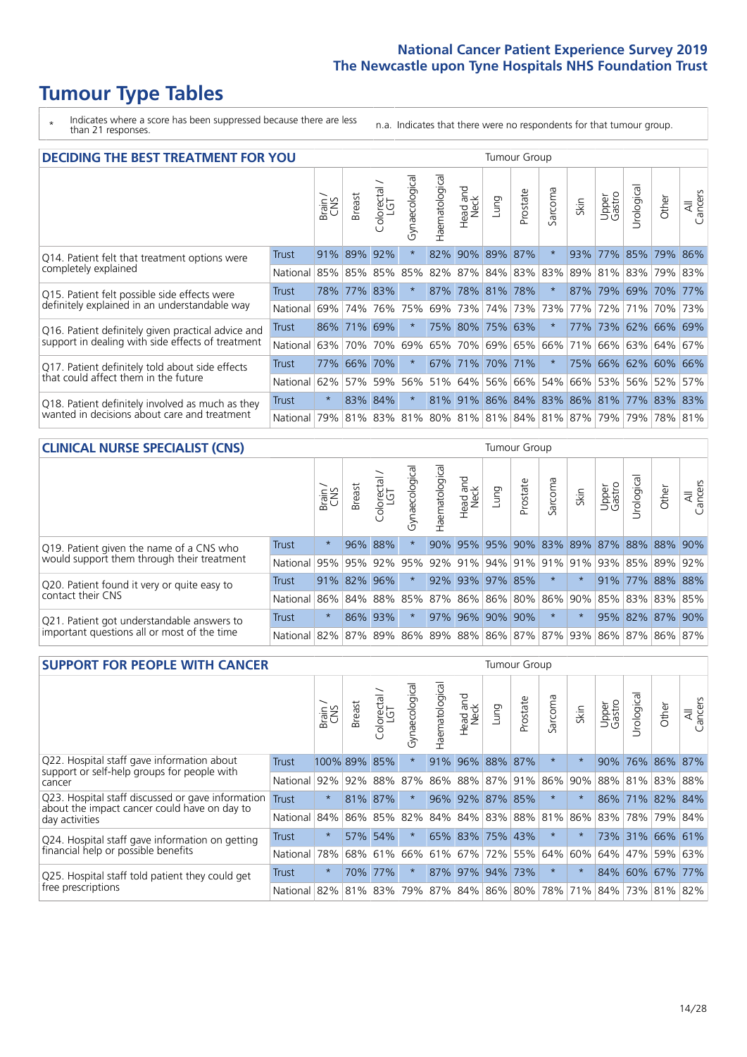# Tumour Type Tables

\* Indicates where a score has been suppressed because there are less than 21 responses.

n.a. Indicates that there were no respondents for that tumour group.

## DECIDING THE BEST TREATMENT FOR YOU

| | | Brain / CNS | Breast | Colorectal / LGT | Gynaecological | Haematological | Head and Neck | Lung | Prostate | Sarcoma | Skin | Upper Gastro | Urological | Other | All Cancers |
|---|---|---|---|---|---|---|---|---|---|---|---|---|---|---|---|
| Q14. Patient felt that treatment options were completely explained | Trust | 91% | 89% | 92% | * | 82% | 90% | 89% | 87% | * | 93% | 77% | 85% | 79% | 86% |
| | National | 85% | 85% | 85% | 85% | 82% | 87% | 84% | 83% | 83% | 89% | 81% | 83% | 79% | 83% |
| Q15. Patient felt possible side effects were definitely explained in an understandable way | Trust | 78% | 77% | 83% | * | 87% | 78% | 81% | 78% | * | 87% | 79% | 69% | 70% | 77% |
| | National | 69% | 74% | 76% | 75% | 69% | 73% | 74% | 73% | 73% | 77% | 72% | 71% | 70% | 73% |
| Q16. Patient definitely given practical advice and support in dealing with side effects of treatment | Trust | 86% | 71% | 69% | * | 75% | 80% | 75% | 63% | * | 77% | 73% | 62% | 66% | 69% |
| | National | 63% | 70% | 70% | 69% | 65% | 70% | 69% | 65% | 66% | 71% | 66% | 63% | 64% | 67% |
| Q17. Patient definitely told about side effects that could affect them in the future | Trust | 77% | 66% | 70% | * | 67% | 71% | 70% | 71% | * | 75% | 66% | 62% | 60% | 66% |
| | National | 62% | 57% | 59% | 56% | 51% | 64% | 56% | 66% | 54% | 66% | 53% | 56% | 52% | 57% |
| Q18. Patient definitely involved as much as they wanted in decisions about care and treatment | Trust | * | 83% | 84% | * | 81% | 91% | 86% | 84% | 83% | 86% | 81% | 77% | 83% | 83% |
| | National | 79% | 81% | 83% | 81% | 80% | 81% | 81% | 84% | 81% | 87% | 79% | 79% | 78% | 81% |

## CLINICAL NURSE SPECIALIST (CNS)

| | | Brain / CNS | Breast | Colorectal / LGT | Gynaecological | Haematological | Head and Neck | Lung | Prostate | Sarcoma | Skin | Upper Gastro | Urological | Other | All Cancers |
|---|---|---|---|---|---|---|---|---|---|---|---|---|---|---|---|
| Q19. Patient given the name of a CNS who would support them through their treatment | Trust | * | 96% | 88% | * | 90% | 95% | 95% | 90% | 83% | 89% | 87% | 88% | 88% | 90% |
| | National | 95% | 95% | 92% | 95% | 92% | 91% | 94% | 91% | 91% | 91% | 93% | 85% | 89% | 92% |
| Q20. Patient found it very or quite easy to contact their CNS | Trust | 91% | 82% | 96% | * | 92% | 93% | 97% | 85% | * | * | 91% | 77% | 88% | 88% |
| | National | 86% | 84% | 88% | 85% | 87% | 86% | 86% | 80% | 86% | 90% | 85% | 83% | 83% | 85% |
| Q21. Patient got understandable answers to important questions all or most of the time | Trust | * | 86% | 93% | * | 97% | 96% | 90% | 90% | * | * | 95% | 82% | 87% | 90% |
| | National | 82% | 87% | 89% | 86% | 89% | 88% | 86% | 87% | 87% | 93% | 86% | 87% | 86% | 87% |

## SUPPORT FOR PEOPLE WITH CANCER

| | | Brain / CNS | Breast | Colorectal / LGT | Gynaecological | Haematological | Head and Neck | Lung | Prostate | Sarcoma | Skin | Upper Gastro | Urological | Other | All Cancers |
|---|---|---|---|---|---|---|---|---|---|---|---|---|---|---|---|
| Q22. Hospital staff gave information about support or self-help groups for people with cancer | Trust | 100% | 89% | 85% | * | 91% | 96% | 88% | 87% | * | * | 90% | 76% | 86% | 87% |
| | National | 92% | 92% | 88% | 87% | 86% | 88% | 87% | 91% | 86% | 90% | 88% | 81% | 83% | 88% |
| Q23. Hospital staff discussed or gave information about the impact cancer could have on day to day activities | Trust | * | 81% | 87% | * | 96% | 92% | 87% | 85% | * | * | 86% | 71% | 82% | 84% |
| | National | 84% | 86% | 85% | 82% | 84% | 84% | 83% | 88% | 81% | 86% | 83% | 78% | 79% | 84% |
| Q24. Hospital staff gave information on getting financial help or possible benefits | Trust | * | 57% | 54% | * | 65% | 83% | 75% | 43% | * | * | 73% | 31% | 66% | 61% |
| | National | 78% | 68% | 61% | 66% | 61% | 67% | 72% | 55% | 64% | 60% | 64% | 47% | 59% | 63% |
| Q25. Hospital staff told patient they could get free prescriptions | Trust | * | 70% | 77% | * | 87% | 97% | 94% | 73% | * | * | 84% | 60% | 67% | 77% |
| | National | 82% | 81% | 83% | 79% | 87% | 84% | 86% | 80% | 78% | 71% | 84% | 73% | 81% | 82% |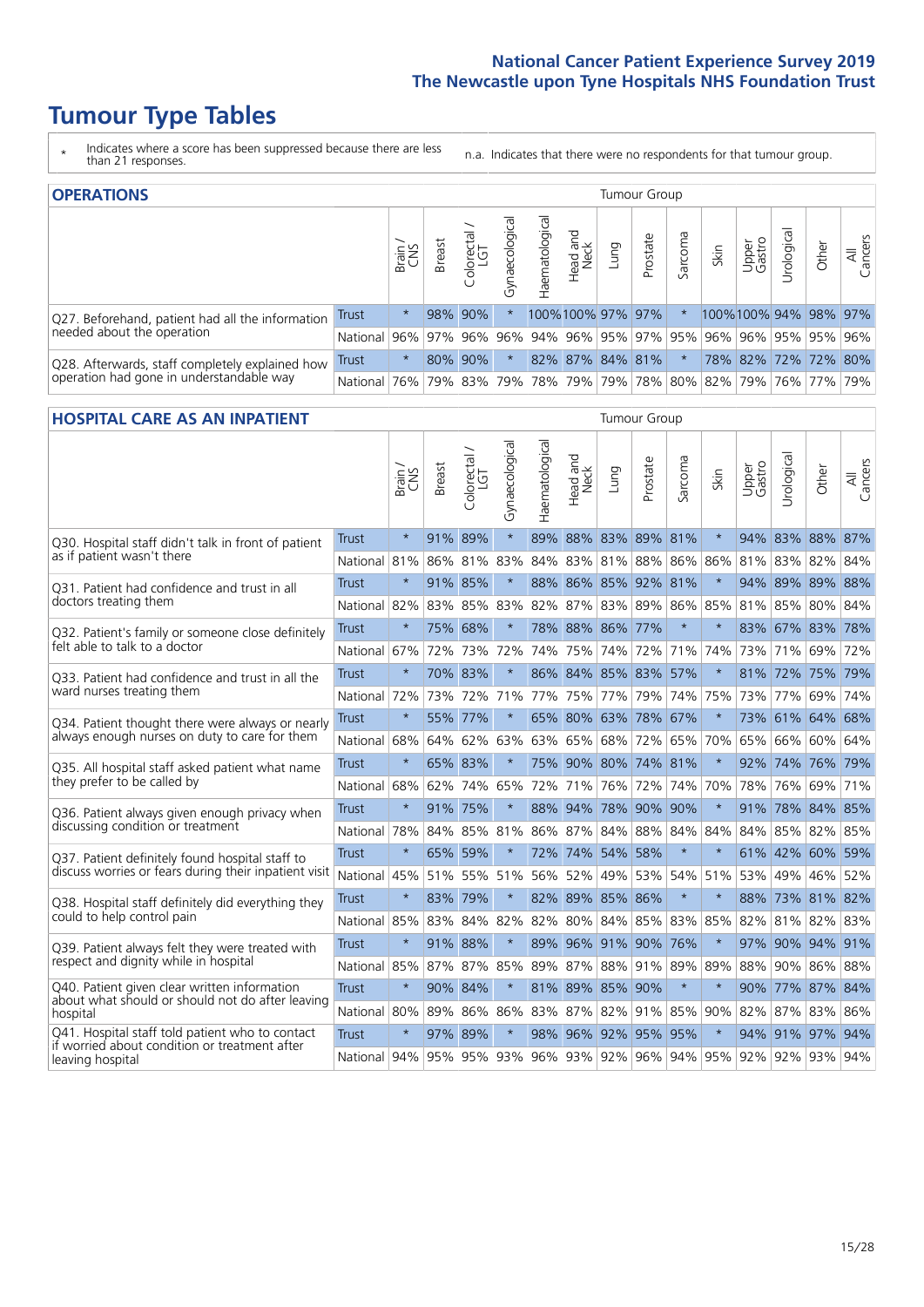# Tumour Type Tables

\* Indicates where a score has been suppressed because there are less than 21 responses.

n.a. Indicates that there were no respondents for that tumour group.

## OPERATIONS

| | | Brain / CNS | Breast | Colorectal / LGT | Gynaecological | Haematological | Head and Neck | Lung | Prostate | Sarcoma | Skin | Upper Gastro | Urological | Other | All Cancers |
|---|---|---|---|---|---|---|---|---|---|---|---|---|---|---|---|
| Q27. Beforehand, patient had all the information needed about the operation | Trust | * | 98% | 90% | * | 100% | 100% | 97% | 97% | * | 100% | 100% | 94% | 98% | 97% |
| | National | 96% | 97% | 96% | 96% | 94% | 96% | 95% | 97% | 95% | 96% | 96% | 95% | 95% | 96% |
| Q28. Afterwards, staff completely explained how operation had gone in understandable way | Trust | * | 80% | 90% | * | 82% | 87% | 84% | 81% | * | 78% | 82% | 72% | 72% | 80% |
| | National | 76% | 79% | 83% | 79% | 78% | 79% | 79% | 78% | 80% | 82% | 79% | 76% | 77% | 79% |

## HOSPITAL CARE AS AN INPATIENT

| | | Brain / CNS | Breast | Colorectal / LGT | Gynaecological | Haematological | Head and Neck | Lung | Prostate | Sarcoma | Skin | Upper Gastro | Urological | Other | All Cancers |
|---|---|---|---|---|---|---|---|---|---|---|---|---|---|---|---|
| Q30. Hospital staff didn't talk in front of patient as if patient wasn't there | Trust | * | 91% | 89% | * | 89% | 88% | 83% | 89% | 81% | * | 94% | 83% | 88% | 87% |
| | National | 81% | 86% | 81% | 83% | 84% | 83% | 81% | 88% | 86% | 86% | 81% | 83% | 82% | 84% |
| Q31. Patient had confidence and trust in all doctors treating them | Trust | * | 91% | 85% | * | 88% | 86% | 85% | 92% | 81% | * | 94% | 89% | 89% | 88% |
| | National | 82% | 83% | 85% | 83% | 82% | 87% | 83% | 89% | 86% | 85% | 81% | 85% | 80% | 84% |
| Q32. Patient's family or someone close definitely felt able to talk to a doctor | Trust | * | 75% | 68% | * | 78% | 88% | 86% | 77% | * | * | 83% | 67% | 83% | 78% |
| | National | 67% | 72% | 73% | 72% | 74% | 75% | 74% | 72% | 71% | 74% | 73% | 71% | 69% | 72% |
| Q33. Patient had confidence and trust in all the ward nurses treating them | Trust | * | 70% | 83% | * | 86% | 84% | 85% | 83% | 57% | * | 81% | 72% | 75% | 79% |
| | National | 72% | 73% | 72% | 71% | 77% | 75% | 77% | 79% | 74% | 75% | 73% | 77% | 69% | 74% |
| Q34. Patient thought there were always or nearly always enough nurses on duty to care for them | Trust | * | 55% | 77% | * | 65% | 80% | 63% | 78% | 67% | * | 73% | 61% | 64% | 68% |
| | National | 68% | 64% | 62% | 63% | 63% | 65% | 68% | 72% | 65% | 70% | 65% | 66% | 60% | 64% |
| Q35. All hospital staff asked patient what name they prefer to be called by | Trust | * | 65% | 83% | * | 75% | 90% | 80% | 74% | 81% | * | 92% | 74% | 76% | 79% |
| | National | 68% | 62% | 74% | 65% | 72% | 71% | 76% | 72% | 74% | 70% | 78% | 76% | 69% | 71% |
| Q36. Patient always given enough privacy when discussing condition or treatment | Trust | * | 91% | 75% | * | 88% | 94% | 78% | 90% | 90% | * | 91% | 78% | 84% | 85% |
| | National | 78% | 84% | 85% | 81% | 86% | 87% | 84% | 88% | 84% | 84% | 84% | 85% | 82% | 85% |
| Q37. Patient definitely found hospital staff to discuss worries or fears during their inpatient visit | Trust | * | 65% | 59% | * | 72% | 74% | 54% | 58% | * | * | 61% | 42% | 60% | 59% |
| | National | 45% | 51% | 55% | 51% | 56% | 52% | 49% | 53% | 54% | 51% | 53% | 49% | 46% | 52% |
| Q38. Hospital staff definitely did everything they could to help control pain | Trust | * | 83% | 79% | * | 82% | 89% | 85% | 86% | * | * | 88% | 73% | 81% | 82% |
| | National | 85% | 83% | 84% | 82% | 82% | 80% | 84% | 85% | 83% | 85% | 82% | 81% | 82% | 83% |
| Q39. Patient always felt they were treated with respect and dignity while in hospital | Trust | * | 91% | 88% | * | 89% | 96% | 91% | 90% | 76% | * | 97% | 90% | 94% | 91% |
| | National | 85% | 87% | 87% | 85% | 89% | 87% | 88% | 91% | 89% | 89% | 88% | 90% | 86% | 88% |
| Q40. Patient given clear written information about what should or should not do after leaving hospital | Trust | * | 90% | 84% | * | 81% | 89% | 85% | 90% | * | * | 90% | 77% | 87% | 84% |
| | National | 80% | 89% | 86% | 86% | 83% | 87% | 82% | 91% | 85% | 90% | 82% | 87% | 83% | 86% |
| Q41. Hospital staff told patient who to contact if worried about condition or treatment after leaving hospital | Trust | * | 97% | 89% | * | 98% | 96% | 92% | 95% | 95% | * | 94% | 91% | 97% | 94% |
| | National | 94% | 95% | 95% | 93% | 96% | 93% | 92% | 96% | 94% | 95% | 92% | 92% | 93% | 94% |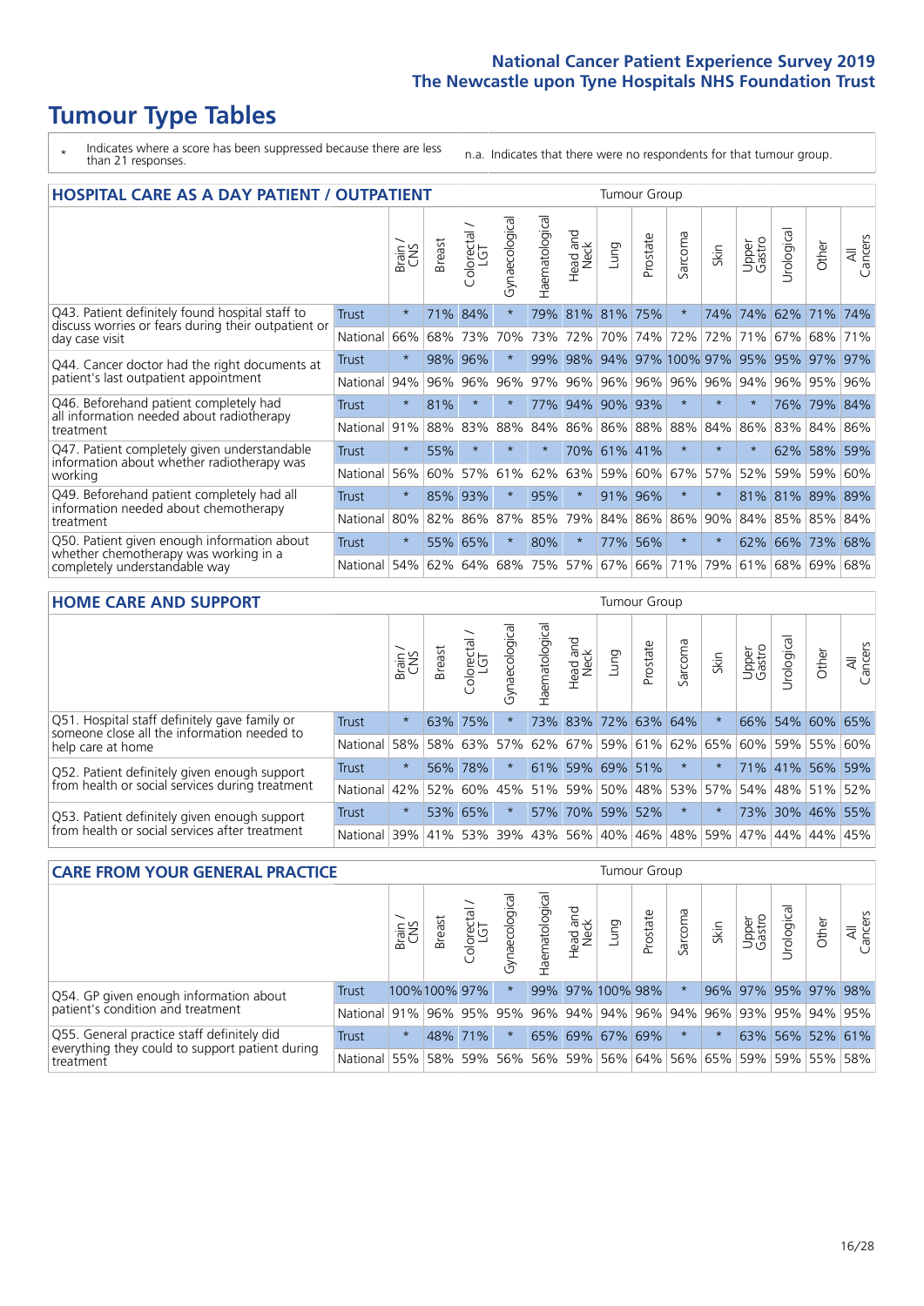# Tumour Type Tables

- \* Indicates where a score has been suppressed because there are less than 21 responses.

n.a. Indicates that there were no respondents for that tumour group.

## HOSPITAL CARE AS A DAY PATIENT / OUTPATIENT

| | | Brain / CNS | Breast | Colorectal / LGT | Gynaecological | Haematological | Head and Neck | Lung | Prostate | Sarcoma | Skin | Upper Gastro | Urological | Other | All Cancers |
|---|---|---|---|---|---|---|---|---|---|---|---|---|---|---|---|
| Q43. Patient definitely found hospital staff to discuss worries or fears during their outpatient or day case visit | Trust | * | 71% | 84% | * | 79% | 81% | 81% | 75% | * | 74% | 74% | 62% | 71% | 74% |
| | National | 66% | 68% | 73% | 70% | 73% | 72% | 70% | 74% | 72% | 72% | 71% | 67% | 68% | 71% |
| Q44. Cancer doctor had the right documents at patient's last outpatient appointment | Trust | * | 98% | 96% | * | 99% | 98% | 94% | 97% | 100% | 97% | 95% | 95% | 97% | 97% |
| | National | 94% | 96% | 96% | 96% | 97% | 96% | 96% | 96% | 96% | 96% | 94% | 96% | 95% | 96% |
| Q46. Beforehand patient completely had all information needed about radiotherapy treatment | Trust | * | 81% | * | * | 77% | 94% | 90% | 93% | * | * | * | 76% | 79% | 84% |
| | National | 91% | 88% | 83% | 88% | 84% | 86% | 86% | 88% | 88% | 84% | 86% | 83% | 84% | 86% |
| Q47. Patient completely given understandable information about whether radiotherapy was working | Trust | * | 55% | * | * | * | 70% | 61% | 41% | * | * | * | 62% | 58% | 59% |
| | National | 56% | 60% | 57% | 61% | 62% | 63% | 59% | 60% | 67% | 57% | 52% | 59% | 59% | 60% |
| Q49. Beforehand patient completely had all information needed about chemotherapy treatment | Trust | * | 85% | 93% | * | 95% | * | 91% | 96% | * | * | 81% | 81% | 89% | 89% |
| | National | 80% | 82% | 86% | 87% | 85% | 79% | 84% | 86% | 86% | 90% | 84% | 85% | 85% | 84% |
| Q50. Patient given enough information about whether chemotherapy was working in a completely understandable way | Trust | * | 55% | 65% | * | 80% | * | 77% | 56% | * | * | 62% | 66% | 73% | 68% |
| | National | 54% | 62% | 64% | 68% | 75% | 57% | 67% | 66% | 71% | 79% | 61% | 68% | 69% | 68% |

## HOME CARE AND SUPPORT

| | | Brain / CNS | Breast | Colorectal / LGT | Gynaecological | Haematological | Head and Neck | Lung | Prostate | Sarcoma | Skin | Upper Gastro | Urological | Other | All Cancers |
|---|---|---|---|---|---|---|---|---|---|---|---|---|---|---|---|
| Q51. Hospital staff definitely gave family or someone close all the information needed to help care at home | Trust | * | 63% | 75% | * | 73% | 83% | 72% | 63% | 64% | * | 66% | 54% | 60% | 65% |
| | National | 58% | 58% | 63% | 57% | 62% | 67% | 59% | 61% | 62% | 65% | 60% | 59% | 55% | 60% |
| Q52. Patient definitely given enough support from health or social services during treatment | Trust | * | 56% | 78% | * | 61% | 59% | 69% | 51% | * | * | 71% | 41% | 56% | 59% |
| | National | 42% | 52% | 60% | 45% | 51% | 59% | 50% | 48% | 53% | 57% | 54% | 48% | 51% | 52% |
| Q53. Patient definitely given enough support from health or social services after treatment | Trust | * | 53% | 65% | * | 57% | 70% | 59% | 52% | * | * | 73% | 30% | 46% | 55% |
| | National | 39% | 41% | 53% | 39% | 43% | 56% | 40% | 46% | 48% | 59% | 47% | 44% | 44% | 45% |

## CARE FROM YOUR GENERAL PRACTICE

| | | Brain / CNS | Breast | Colorectal / LGT | Gynaecological | Haematological | Head and Neck | Lung | Prostate | Sarcoma | Skin | Upper Gastro | Urological | Other | All Cancers |
|---|---|---|---|---|---|---|---|---|---|---|---|---|---|---|---|
| Q54. GP given enough information about patient's condition and treatment | Trust | 100% | 100% | 97% | * | 99% | 97% | 100% | 98% | * | 96% | 97% | 95% | 97% | 98% |
| | National | 91% | 96% | 95% | 95% | 96% | 94% | 94% | 96% | 94% | 96% | 93% | 95% | 94% | 95% |
| Q55. General practice staff definitely did everything they could to support patient during treatment | Trust | * | 48% | 71% | * | 65% | 69% | 67% | 69% | * | * | 63% | 56% | 52% | 61% |
| | National | 55% | 58% | 59% | 56% | 56% | 59% | 56% | 64% | 56% | 65% | 59% | 59% | 55% | 58% |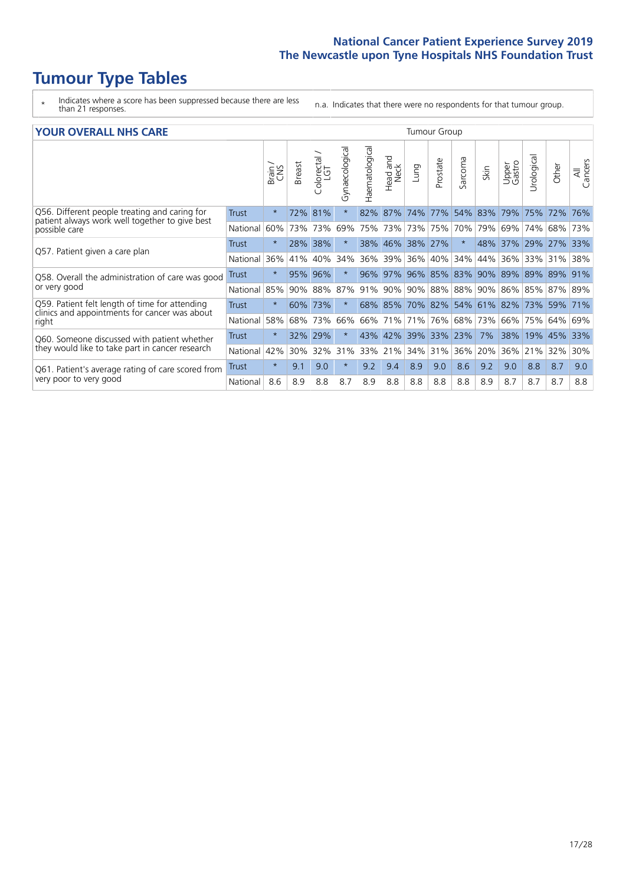# Tumour Type Tables

- \* Indicates where a score has been suppressed because there are less than 21 responses.
- n.a. Indicates that there were no respondents for that tumour group.

## YOUR OVERALL NHS CARE

| | | Brain / CNS | Breast | Colorectal / LGT | Gynaecological | Haematological | Head and Neck | Lung | Prostate | Sarcoma | Skin | Upper Gastro | Urological | Other | All Cancers |
|---|---|---|---|---|---|---|---|---|---|---|---|---|---|---|---|
| Q56. Different people treating and caring for patient always work well together to give best possible care | Trust | * | 72% | 81% | * | 82% | 87% | 74% | 77% | 54% | 83% | 79% | 75% | 72% | 76% |
| | National | 60% | 73% | 73% | 69% | 75% | 73% | 73% | 75% | 70% | 79% | 69% | 74% | 68% | 73% |
| Q57. Patient given a care plan | Trust | * | 28% | 38% | * | 38% | 46% | 38% | 27% | * | 48% | 37% | 29% | 27% | 33% |
| | National | 36% | 41% | 40% | 34% | 36% | 39% | 36% | 40% | 34% | 44% | 36% | 33% | 31% | 38% |
| Q58. Overall the administration of care was good or very good | Trust | * | 95% | 96% | * | 96% | 97% | 96% | 85% | 83% | 90% | 89% | 89% | 89% | 91% |
| | National | 85% | 90% | 88% | 87% | 91% | 90% | 90% | 88% | 88% | 90% | 86% | 85% | 87% | 89% |
| Q59. Patient felt length of time for attending clinics and appointments for cancer was about right | Trust | * | 60% | 73% | * | 68% | 85% | 70% | 82% | 54% | 61% | 82% | 73% | 59% | 71% |
| | National | 58% | 68% | 73% | 66% | 66% | 71% | 71% | 76% | 68% | 73% | 66% | 75% | 64% | 69% |
| Q60. Someone discussed with patient whether they would like to take part in cancer research | Trust | * | 32% | 29% | * | 43% | 42% | 39% | 33% | 23% | 7% | 38% | 19% | 45% | 33% |
| | National | 42% | 30% | 32% | 31% | 33% | 21% | 34% | 31% | 36% | 20% | 36% | 21% | 32% | 30% |
| Q61. Patient's average rating of care scored from very poor to very good | Trust | * | 9.1 | 9.0 | * | 9.2 | 9.4 | 8.9 | 9.0 | 8.6 | 9.2 | 9.0 | 8.8 | 8.7 | 9.0 |
| | National | 8.6 | 8.9 | 8.8 | 8.7 | 8.9 | 8.8 | 8.8 | 8.8 | 8.8 | 8.9 | 8.7 | 8.7 | 8.7 | 8.8 |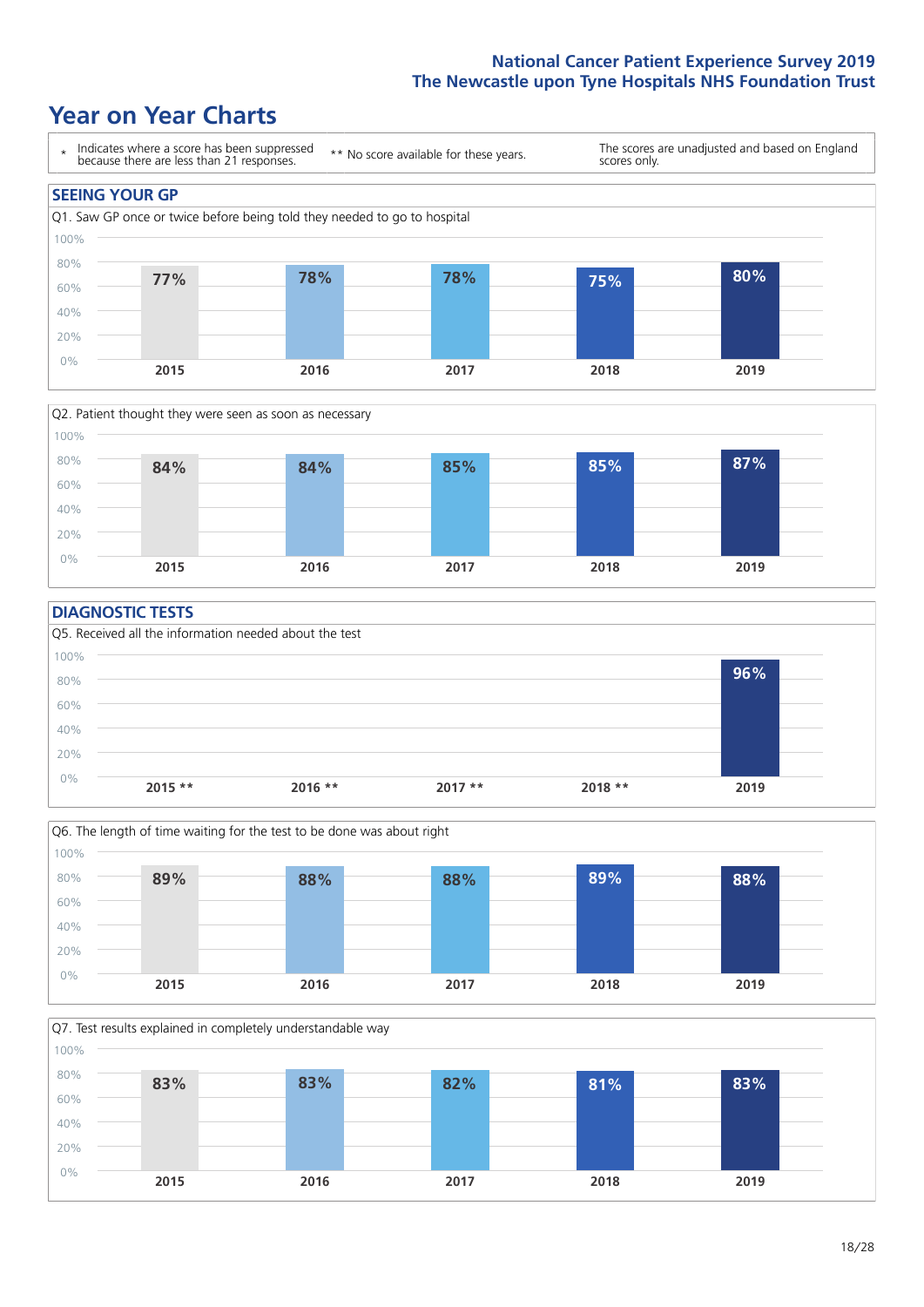# Year on Year Charts

\* Indicates where a score has been suppressed because there are less than 21 responses.

\*\* No score available for these years.

The scores are unadjusted and based on England scores only.

## SEEING YOUR GP

Q1. Saw GP once or twice before being told they needed to go to hospital

| 2015 | 2016 | 2017 | 2018 | 2019 |
|---|---|---|---|---|
| 77% | 78% | 78% | 75% | 80% |

Q2. Patient thought they were seen as soon as necessary

| 2015 | 2016 | 2017 | 2018 | 2019 |
|---|---|---|---|---|
| 84% | 84% | 85% | 85% | 87% |

## DIAGNOSTIC TESTS

Q5. Received all the information needed about the test

| 2015 ** | 2016 ** | 2017 ** | 2018 ** | 2019 |
|---|---|---|---|---|
| | | | | 96% |

Q6. The length of time waiting for the test to be done was about right

| 2015 | 2016 | 2017 | 2018 | 2019 |
|---|---|---|---|---|
| 89% | 88% | 88% | 89% | 88% |

Q7. Test results explained in completely understandable way

| 2015 | 2016 | 2017 | 2018 | 2019 |
|---|---|---|---|---|
| 83% | 83% | 82% | 81% | 83% |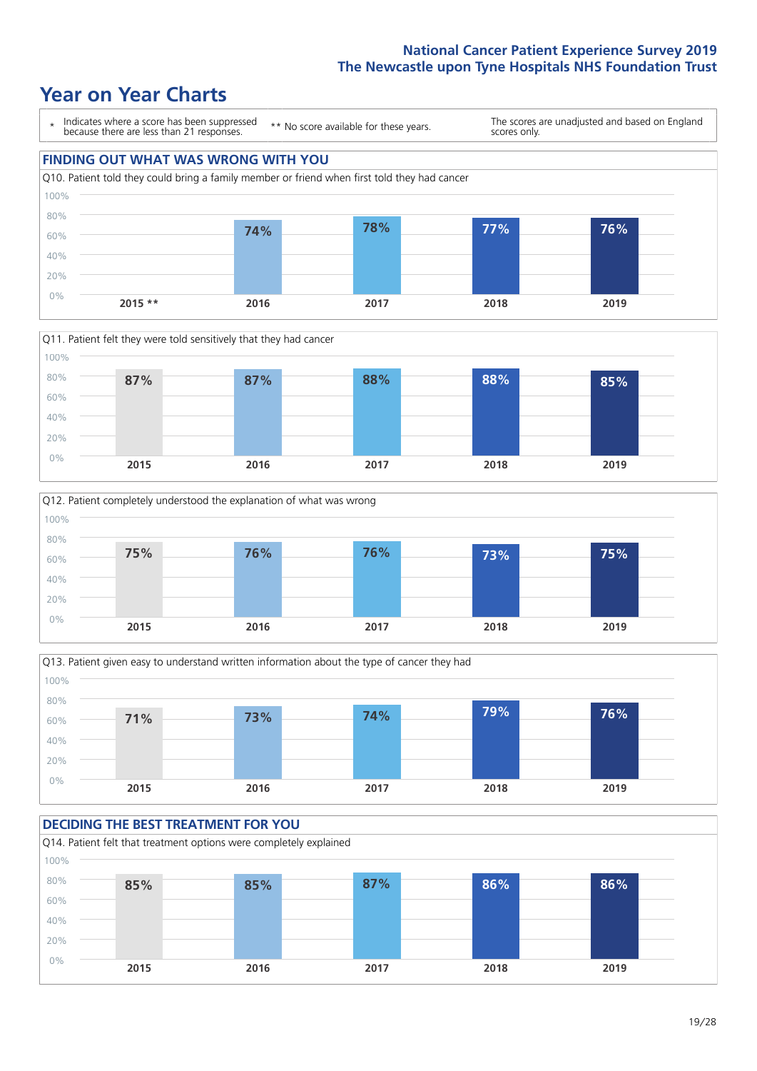# Year on Year Charts

- \* Indicates where a score has been suppressed because there are less than 21 responses.
- \*\* No score available for these years.
- The scores are unadjusted and based on England scores only.

## FINDING OUT WHAT WAS WRONG WITH YOU

Q10. Patient told they could bring a family member or friend when first told they had cancer

| 2015 ** | 2016 | 2017 | 2018 | 2019 |
|---|---|---|---|---|
| | 74% | 78% | 77% | 76% |

Q11. Patient felt they were told sensitively that they had cancer

| 2015 | 2016 | 2017 | 2018 | 2019 |
|---|---|---|---|---|
| 87% | 87% | 88% | 88% | 85% |

Q12. Patient completely understood the explanation of what was wrong

| 2015 | 2016 | 2017 | 2018 | 2019 |
|---|---|---|---|---|
| 75% | 76% | 76% | 73% | 75% |

Q13. Patient given easy to understand written information about the type of cancer they had

| 2015 | 2016 | 2017 | 2018 | 2019 |
|---|---|---|---|---|
| 71% | 73% | 74% | 79% | 76% |

## DECIDING THE BEST TREATMENT FOR YOU

Q14. Patient felt that treatment options were completely explained

| 2015 | 2016 | 2017 | 2018 | 2019 |
|---|---|---|---|---|
| 85% | 85% | 87% | 86% | 86% |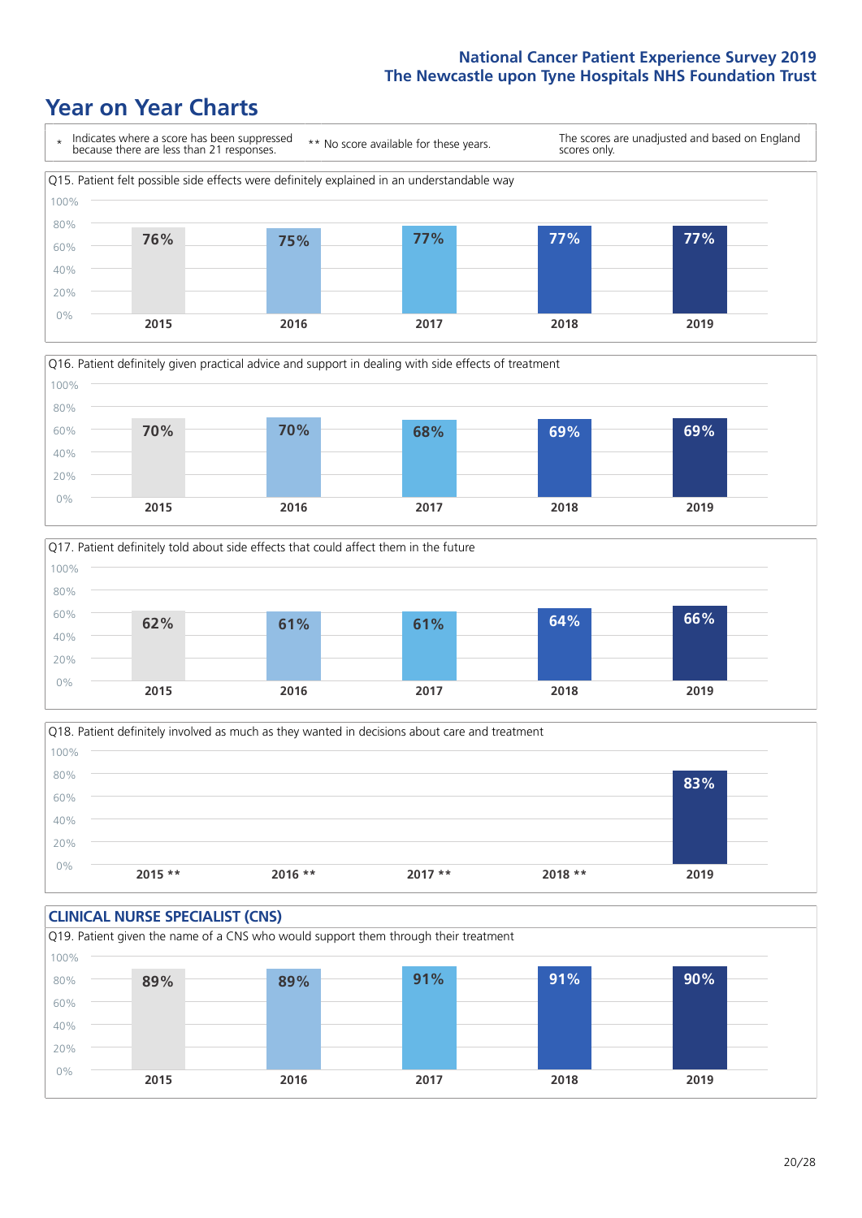## Year on Year Charts

\* Indicates where a score has been suppressed because there are less than 21 responses.

** No score available for these years.

The scores are unadjusted and based on England scores only.

Q15. Patient felt possible side effects were definitely explained in an understandable way

| 2015 | 2016 | 2017 | 2018 | 2019 |
|---|---|---|---|---|
| 76% | 75% | 77% | 77% | 77% |

Q16. Patient definitely given practical advice and support in dealing with side effects of treatment

| 2015 | 2016 | 2017 | 2018 | 2019 |
|---|---|---|---|---|
| 70% | 70% | 68% | 69% | 69% |

Q17. Patient definitely told about side effects that could affect them in the future

| 2015 | 2016 | 2017 | 2018 | 2019 |
|---|---|---|---|---|
| 62% | 61% | 61% | 64% | 66% |

Q18. Patient definitely involved as much as they wanted in decisions about care and treatment

| 2015 ** | 2016 ** | 2017 ** | 2018 ** | 2019 |
|---|---|---|---|---|
| | | | | 83% |

### CLINICAL NURSE SPECIALIST (CNS)

Q19. Patient given the name of a CNS who would support them through their treatment

| 2015 | 2016 | 2017 | 2018 | 2019 |
|---|---|---|---|---|
| 89% | 89% | 91% | 91% | 90% |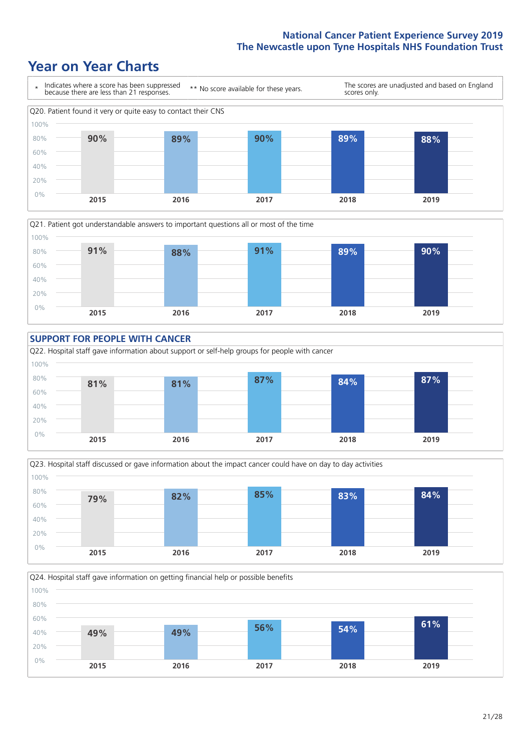# Year on Year Charts

\* Indicates where a score has been suppressed because there are less than 21 responses.

** No score available for these years.

The scores are unadjusted and based on England scores only.

Q20. Patient found it very or quite easy to contact their CNS

| 2015 | 2016 | 2017 | 2018 | 2019 |
|---|---|---|---|---|
| 90% | 89% | 90% | 89% | 88% |

Q21. Patient got understandable answers to important questions all or most of the time

| 2015 | 2016 | 2017 | 2018 | 2019 |
|---|---|---|---|---|
| 91% | 88% | 91% | 89% | 90% |

## SUPPORT FOR PEOPLE WITH CANCER

Q22. Hospital staff gave information about support or self-help groups for people with cancer

| 2015 | 2016 | 2017 | 2018 | 2019 |
|---|---|---|---|---|
| 81% | 81% | 87% | 84% | 87% |

Q23. Hospital staff discussed or gave information about the impact cancer could have on day to day activities

| 2015 | 2016 | 2017 | 2018 | 2019 |
|---|---|---|---|---|
| 79% | 82% | 85% | 83% | 84% |

Q24. Hospital staff gave information on getting financial help or possible benefits

| 2015 | 2016 | 2017 | 2018 | 2019 |
|---|---|---|---|---|
| 49% | 49% | 56% | 54% | 61% |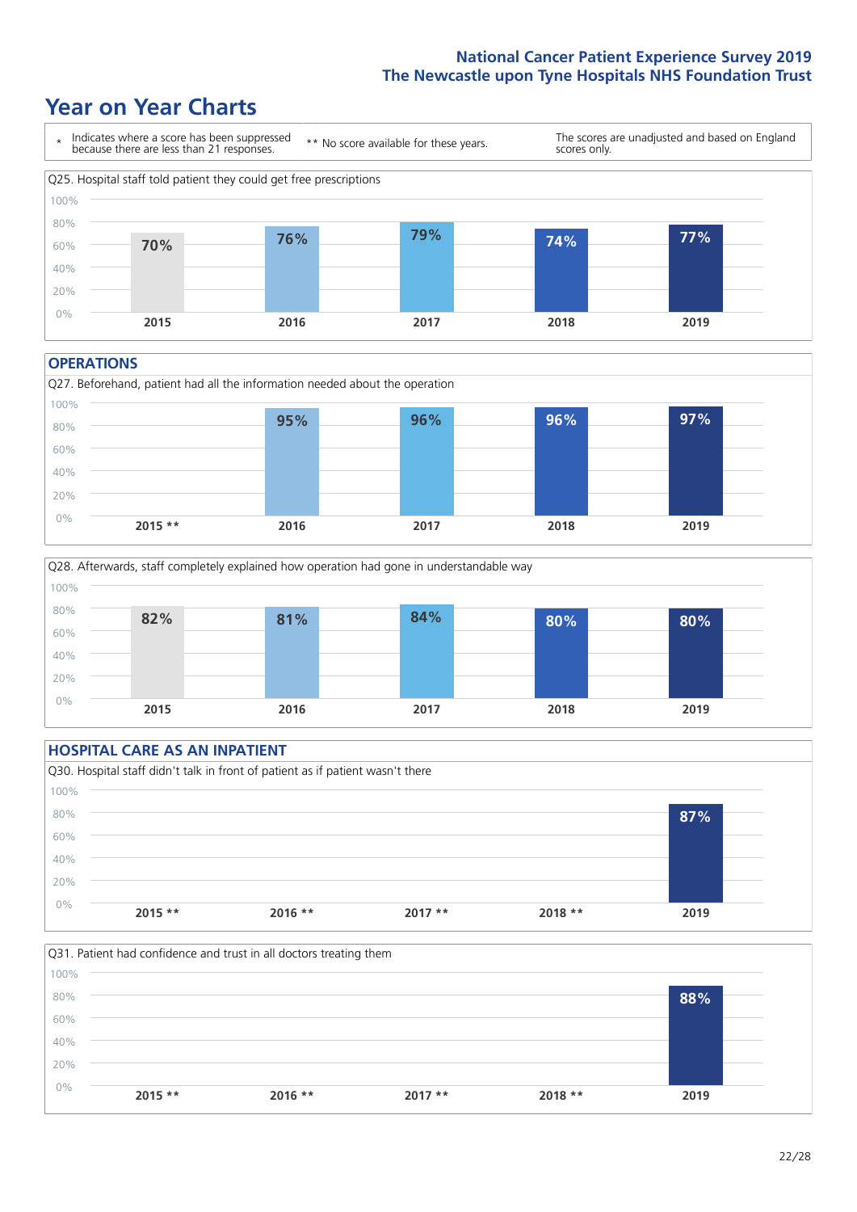## Year on Year Charts

\* Indicates where a score has been suppressed because there are less than 21 responses.

** No score available for these years.

The scores are unadjusted and based on England scores only.

Q25. Hospital staff told patient they could get free prescriptions

| 2015 | 2016 | 2017 | 2018 | 2019 |
|---|---|---|---|---|
| 70% | 76% | 79% | 74% | 77% |

### OPERATIONS

Q27. Beforehand, patient had all the information needed about the operation

| 2015 ** | 2016 | 2017 | 2018 | 2019 |
|---|---|---|---|---|
| | 95% | 96% | 96% | 97% |

Q28. Afterwards, staff completely explained how operation had gone in understandable way

| 2015 | 2016 | 2017 | 2018 | 2019 |
|---|---|---|---|---|
| 82% | 81% | 84% | 80% | 80% |

### HOSPITAL CARE AS AN INPATIENT

Q30. Hospital staff didn't talk in front of patient as if patient wasn't there

| 2015 ** | 2016 ** | 2017 ** | 2018 ** | 2019 |
|---|---|---|---|---|
| | | | | 87% |

Q31. Patient had confidence and trust in all doctors treating them

| 2015 ** | 2016 ** | 2017 ** | 2018 ** | 2019 |
|---|---|---|---|---|
| | | | | 88% |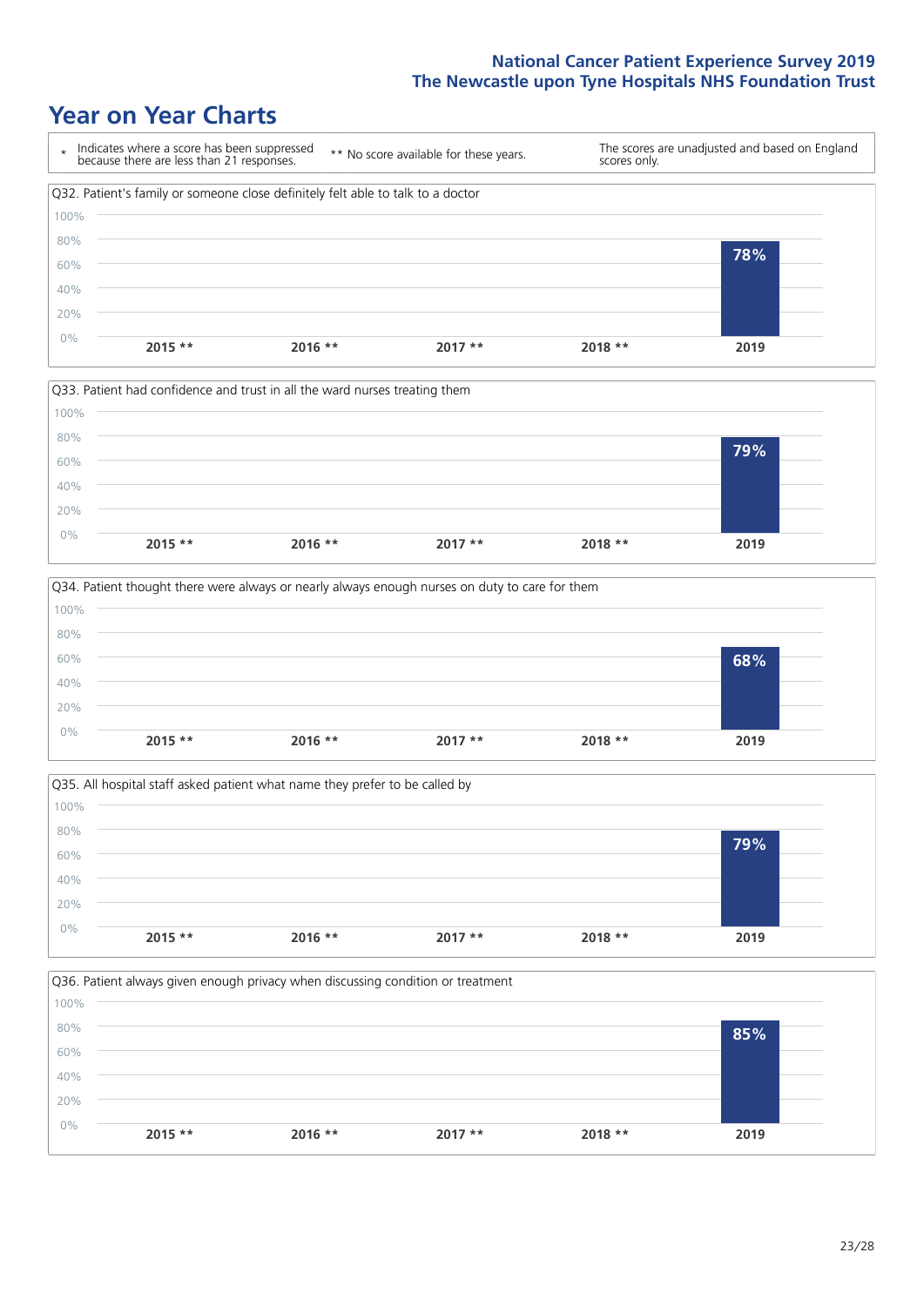# Year on Year Charts

| * Indicates where a score has been suppressed because there are less than 21 responses. | ** No score available for these years. | The scores are unadjusted and based on England scores only. |
|---|---|---|

Q32. Patient's family or someone close definitely felt able to talk to a doctor

| 2015 ** | 2016 ** | 2017 ** | 2018 ** | 2019 |
|---|---|---|---|---|
| | | | | 78% |

Q33. Patient had confidence and trust in all the ward nurses treating them

| 2015 ** | 2016 ** | 2017 ** | 2018 ** | 2019 |
|---|---|---|---|---|
| | | | | 79% |

Q34. Patient thought there were always or nearly always enough nurses on duty to care for them

| 2015 ** | 2016 ** | 2017 ** | 2018 ** | 2019 |
|---|---|---|---|---|
| | | | | 68% |

Q35. All hospital staff asked patient what name they prefer to be called by

| 2015 ** | 2016 ** | 2017 ** | 2018 ** | 2019 |
|---|---|---|---|---|
| | | | | 79% |

Q36. Patient always given enough privacy when discussing condition or treatment

| 2015 ** | 2016 ** | 2017 ** | 2018 ** | 2019 |
|---|---|---|---|---|
| | | | | 85% |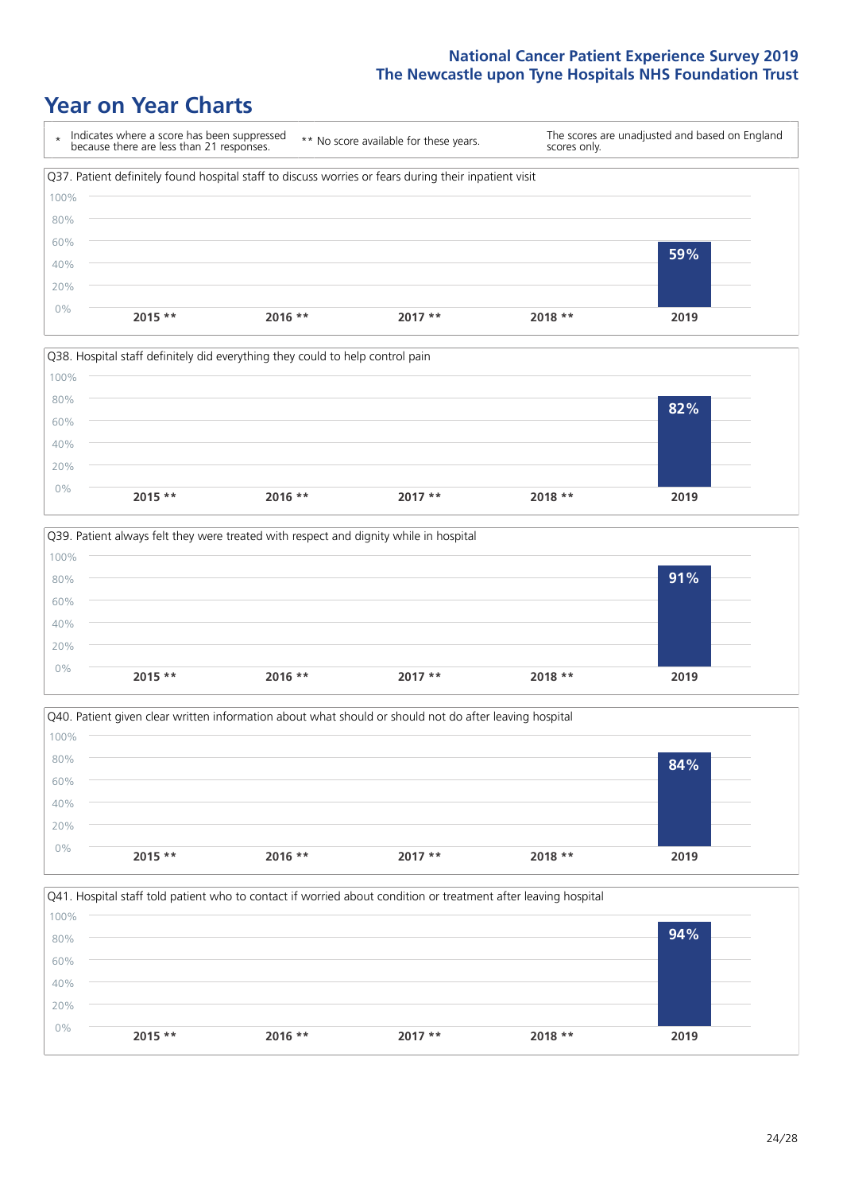## Year on Year Charts

\* Indicates where a score has been suppressed because there are less than 21 responses.

** No score available for these years.

The scores are unadjusted and based on England scores only.

Q37. Patient definitely found hospital staff to discuss worries or fears during their inpatient visit

| 2015 ** | 2016 ** | 2017 ** | 2018 ** | 2019 |
|---|---|---|---|---|
| | | | | 59% |

Q38. Hospital staff definitely did everything they could to help control pain

| 2015 ** | 2016 ** | 2017 ** | 2018 ** | 2019 |
|---|---|---|---|---|
| | | | | 82% |

Q39. Patient always felt they were treated with respect and dignity while in hospital

| 2015 ** | 2016 ** | 2017 ** | 2018 ** | 2019 |
|---|---|---|---|---|
| | | | | 91% |

Q40. Patient given clear written information about what should or should not do after leaving hospital

| 2015 ** | 2016 ** | 2017 ** | 2018 ** | 2019 |
|---|---|---|---|---|
| | | | | 84% |

Q41. Hospital staff told patient who to contact if worried about condition or treatment after leaving hospital

| 2015 ** | 2016 ** | 2017 ** | 2018 ** | 2019 |
|---|---|---|---|---|
| | | | | 94% |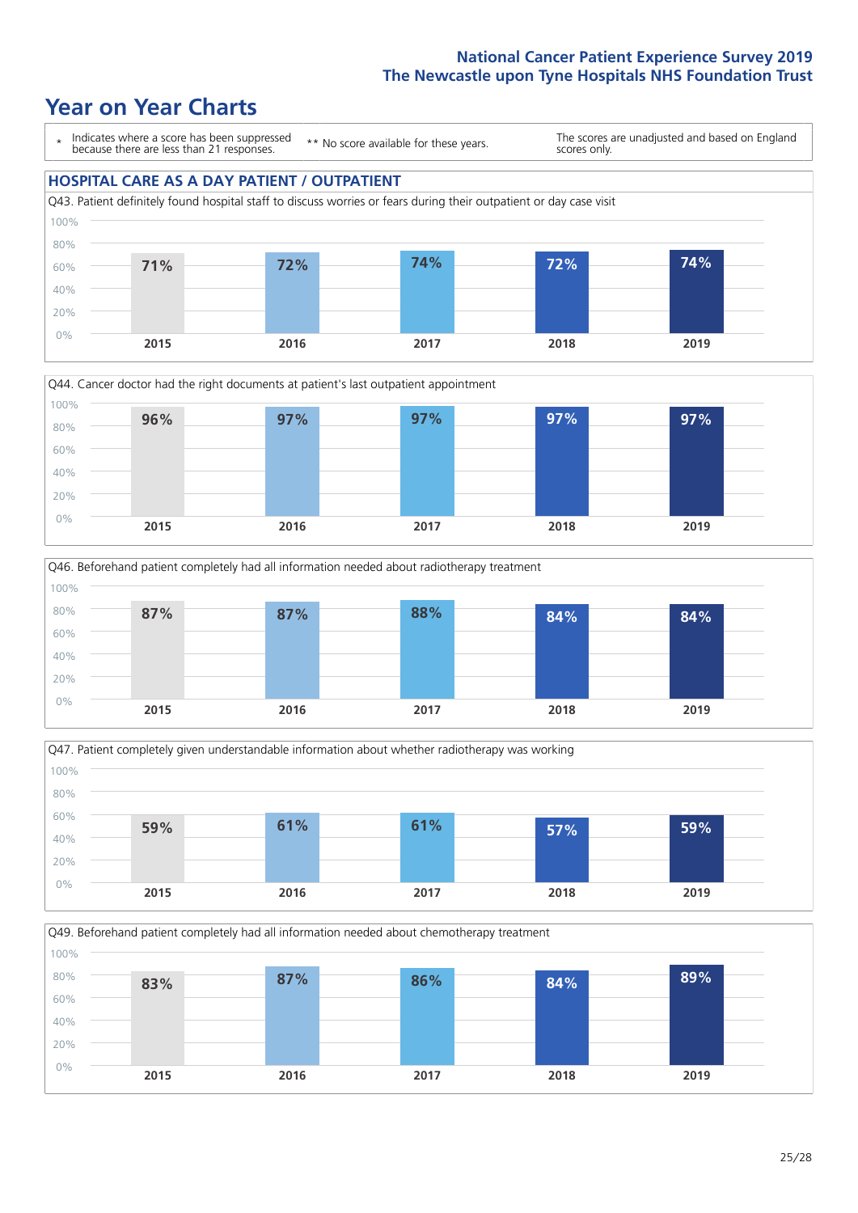National Cancer Patient Experience Survey 2019
The Newcastle upon Tyne Hospitals NHS Foundation Trust

# Year on Year Charts

\* Indicates where a score has been suppressed because there are less than 21 responses. ** No score available for these years. The scores are unadjusted and based on England scores only.

## HOSPITAL CARE AS A DAY PATIENT / OUTPATIENT

Q43. Patient definitely found hospital staff to discuss worries or fears during their outpatient or day case visit

| 2015 | 2016 | 2017 | 2018 | 2019 |
|---|---|---|---|---|
| 71% | 72% | 74% | 72% | 74% |

Q44. Cancer doctor had the right documents at patient's last outpatient appointment

| 2015 | 2016 | 2017 | 2018 | 2019 |
|---|---|---|---|---|
| 96% | 97% | 97% | 97% | 97% |

Q46. Beforehand patient completely had all information needed about radiotherapy treatment

| 2015 | 2016 | 2017 | 2018 | 2019 |
|---|---|---|---|---|
| 87% | 87% | 88% | 84% | 84% |

Q47. Patient completely given understandable information about whether radiotherapy was working

| 2015 | 2016 | 2017 | 2018 | 2019 |
|---|---|---|---|---|
| 59% | 61% | 61% | 57% | 59% |

Q49. Beforehand patient completely had all information needed about chemotherapy treatment

| 2015 | 2016 | 2017 | 2018 | 2019 |
|---|---|---|---|---|
| 83% | 87% | 86% | 84% | 89% |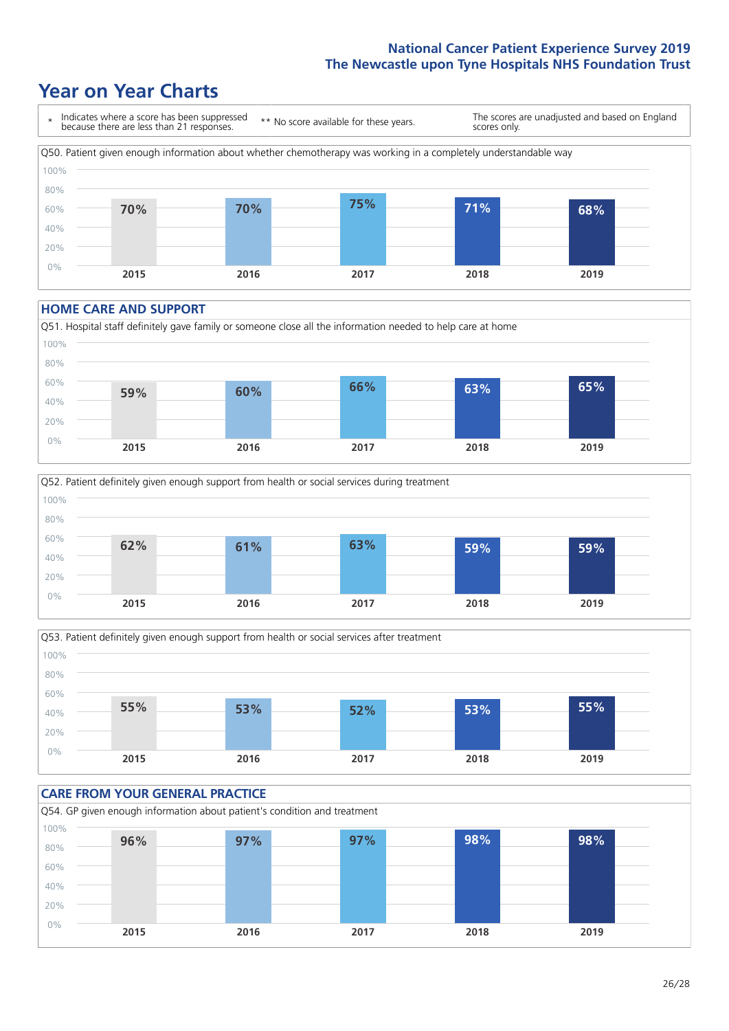# Year on Year Charts

\* Indicates where a score has been suppressed because there are less than 21 responses.

** No score available for these years.

The scores are unadjusted and based on England scores only.

Q50. Patient given enough information about whether chemotherapy was working in a completely understandable way

| 2015 | 2016 | 2017 | 2018 | 2019 |
|---|---|---|---|---|
| 70% | 70% | 75% | 71% | 68% |

## HOME CARE AND SUPPORT

Q51. Hospital staff definitely gave family or someone close all the information needed to help care at home

| 2015 | 2016 | 2017 | 2018 | 2019 |
|---|---|---|---|---|
| 59% | 60% | 66% | 63% | 65% |

Q52. Patient definitely given enough support from health or social services during treatment

| 2015 | 2016 | 2017 | 2018 | 2019 |
|---|---|---|---|---|
| 62% | 61% | 63% | 59% | 59% |

Q53. Patient definitely given enough support from health or social services after treatment

| 2015 | 2016 | 2017 | 2018 | 2019 |
|---|---|---|---|---|
| 55% | 53% | 52% | 53% | 55% |

## CARE FROM YOUR GENERAL PRACTICE

Q54. GP given enough information about patient's condition and treatment

| 2015 | 2016 | 2017 | 2018 | 2019 |
|---|---|---|---|---|
| 96% | 97% | 97% | 98% | 98% |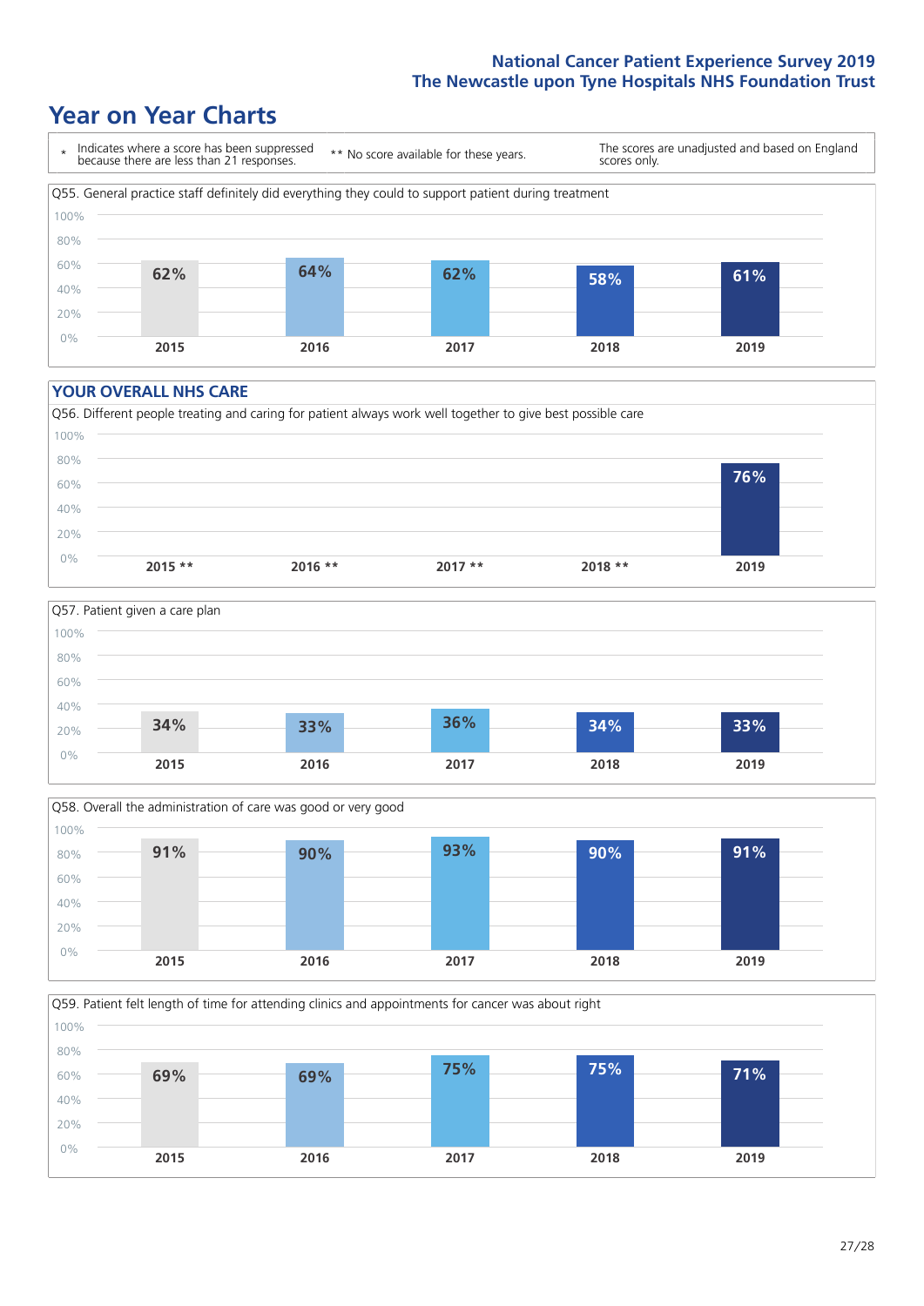# Year on Year Charts

\* Indicates where a score has been suppressed because there are less than 21 responses.

\*\* No score available for these years.

The scores are unadjusted and based on England scores only.

Q55. General practice staff definitely did everything they could to support patient during treatment

| 2015 | 2016 | 2017 | 2018 | 2019 |
|---|---|---|---|---|
| 62% | 64% | 62% | 58% | 61% |

## YOUR OVERALL NHS CARE

Q56. Different people treating and caring for patient always work well together to give best possible care

| 2015 ** | 2016 ** | 2017 ** | 2018 ** | 2019 |
|---|---|---|---|---|
| | | | | 76% |

Q57. Patient given a care plan

| 2015 | 2016 | 2017 | 2018 | 2019 |
|---|---|---|---|---|
| 34% | 33% | 36% | 34% | 33% |

Q58. Overall the administration of care was good or very good

| 2015 | 2016 | 2017 | 2018 | 2019 |
|---|---|---|---|---|
| 91% | 90% | 93% | 90% | 91% |

Q59. Patient felt length of time for attending clinics and appointments for cancer was about right

| 2015 | 2016 | 2017 | 2018 | 2019 |
|---|---|---|---|---|
| 69% | 69% | 75% | 75% | 71% |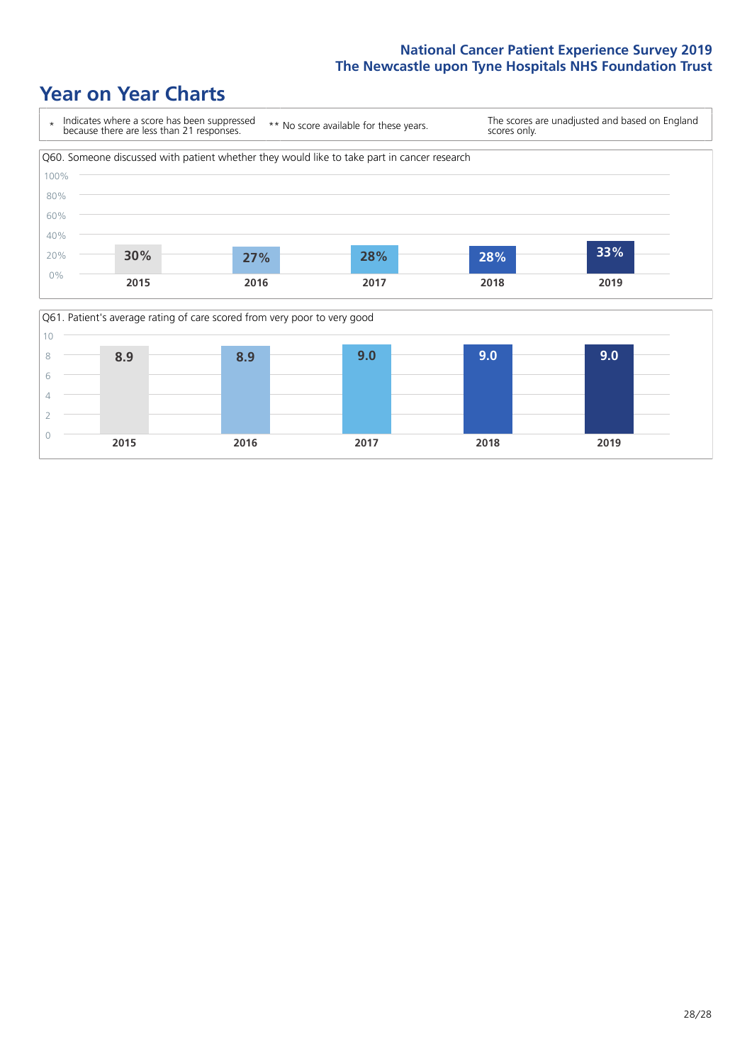# Year on Year Charts

\* Indicates where a score has been suppressed because there are less than 21 responses.

\*\* No score available for these years.

The scores are unadjusted and based on England scores only.

Q60. Someone discussed with patient whether they would like to take part in cancer research

100%
80%
60%
40%
20%
0%

30% 2015
27% 2016
28% 2017
28% 2018
33% 2019

Q61. Patient's average rating of care scored from very poor to very good

10
8
6
4
2
0

8.9 2015
8.9 2016
9.0 2017
9.0 2018
9.0 2019